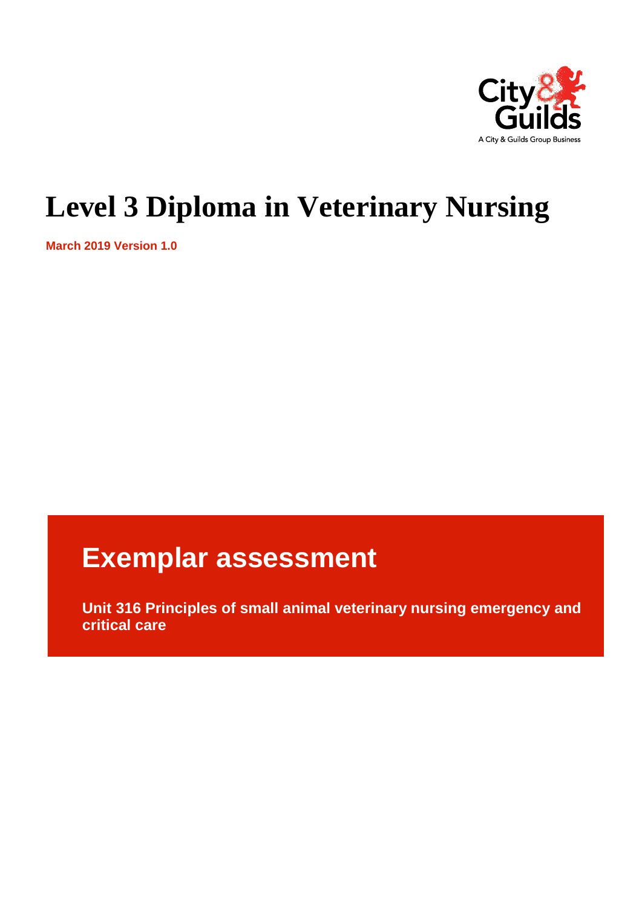# Level 3 Diploma in Veterinary Nursing

**March 2019 Version 1.0**

## Exemplar assessment

**Unit 316 Principles of small animal veterinary nursing emergency and critical care**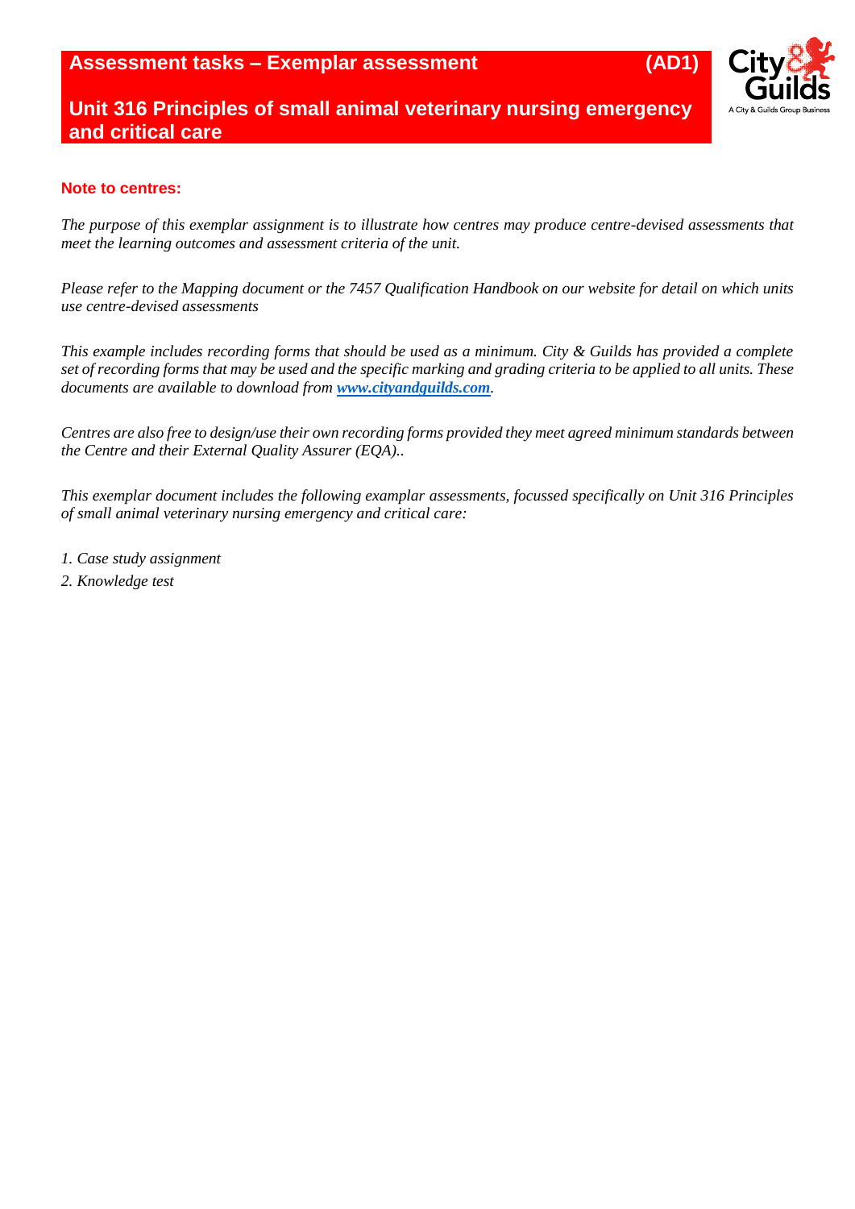# Assessment tasks – Exemplar assessment (AD1)

## Unit 316 Principles of small animal veterinary nursing emergency and critical care

**Note to centres:**

*The purpose of this exemplar assignment is to illustrate how centres may produce centre-devised assessments that meet the learning outcomes and assessment criteria of the unit.*

*Please refer to the Mapping document or the 7457 Qualification Handbook on our website for detail on which units use centre-devised assessments*

*This example includes recording forms that should be used as a minimum. City & Guilds has provided a complete set of recording forms that may be used and the specific marking and grading criteria to be applied to all units. These documents are available to download from **[www.cityandguilds.com](http://www.cityandguilds.com)**.*

*Centres are also free to design/use their own recording forms provided they meet agreed minimum standards between the Centre and their External Quality Assurer (EQA)..*

*This exemplar document includes the following examplar assessments, focussed specifically on Unit 316 Principles of small animal veterinary nursing emergency and critical care:*

*1. Case study assignment*

*2. Knowledge test*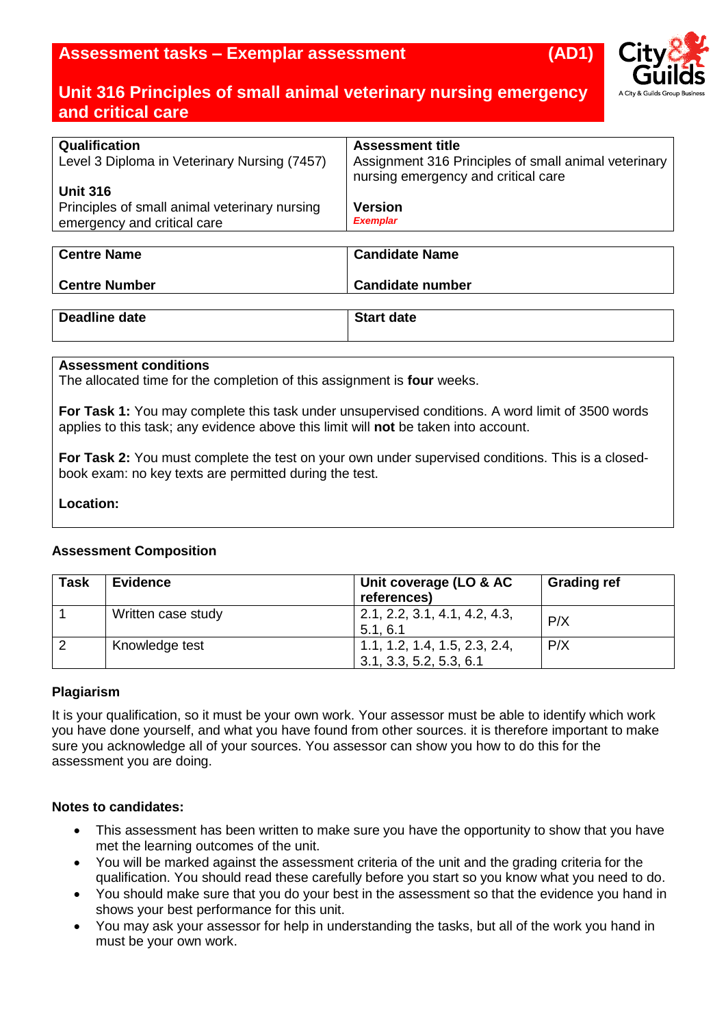# Assessment tasks – Exemplar assessment (AD1)

## Unit 316 Principles of small animal veterinary nursing emergency and critical care

| **Qualification**<br>Level 3 Diploma in Veterinary Nursing (7457)<br><br>**Unit 316**<br>Principles of small animal veterinary nursing emergency and critical care | **Assessment title**<br>Assignment 316 Principles of small animal veterinary nursing emergency and critical care<br><br>**Version**<br>***Exemplar*** |
|---|---|

| **Centre Name** | **Candidate Name** |
|---|---|
| **Centre Number** | **Candidate number** |

| **Deadline date** | **Start date** |
|---|---|

**Assessment conditions**
The allocated time for the completion of this assignment is **four** weeks.

**For Task 1:** You may complete this task under unsupervised conditions. A word limit of 3500 words applies to this task; any evidence above this limit will **not** be taken into account.

**For Task 2:** You must complete the test on your own under supervised conditions. This is a closed-book exam: no key texts are permitted during the test.

**Location:**

**Assessment Composition**

| Task | Evidence | Unit coverage (LO & AC references) | Grading ref |
|---|---|---|---|
| 1 | Written case study | 2.1, 2.2, 3.1, 4.1, 4.2, 4.3, 5.1, 6.1 | P/X |
| 2 | Knowledge test | 1.1, 1.2, 1.4, 1.5, 2.3, 2.4, 3.1, 3.3, 5.2, 5.3, 6.1 | P/X |

**Plagiarism**

It is your qualification, so it must be your own work. Your assessor must be able to identify which work you have done yourself, and what you have found from other sources. it is therefore important to make sure you acknowledge all of your sources. You assessor can show you how to do this for the assessment you are doing.

**Notes to candidates:**

- This assessment has been written to make sure you have the opportunity to show that you have met the learning outcomes of the unit.
- You will be marked against the assessment criteria of the unit and the grading criteria for the qualification. You should read these carefully before you start so you know what you need to do.
- You should make sure that you do your best in the assessment so that the evidence you hand in shows your best performance for this unit.
- You may ask your assessor for help in understanding the tasks, but all of the work you hand in must be your own work.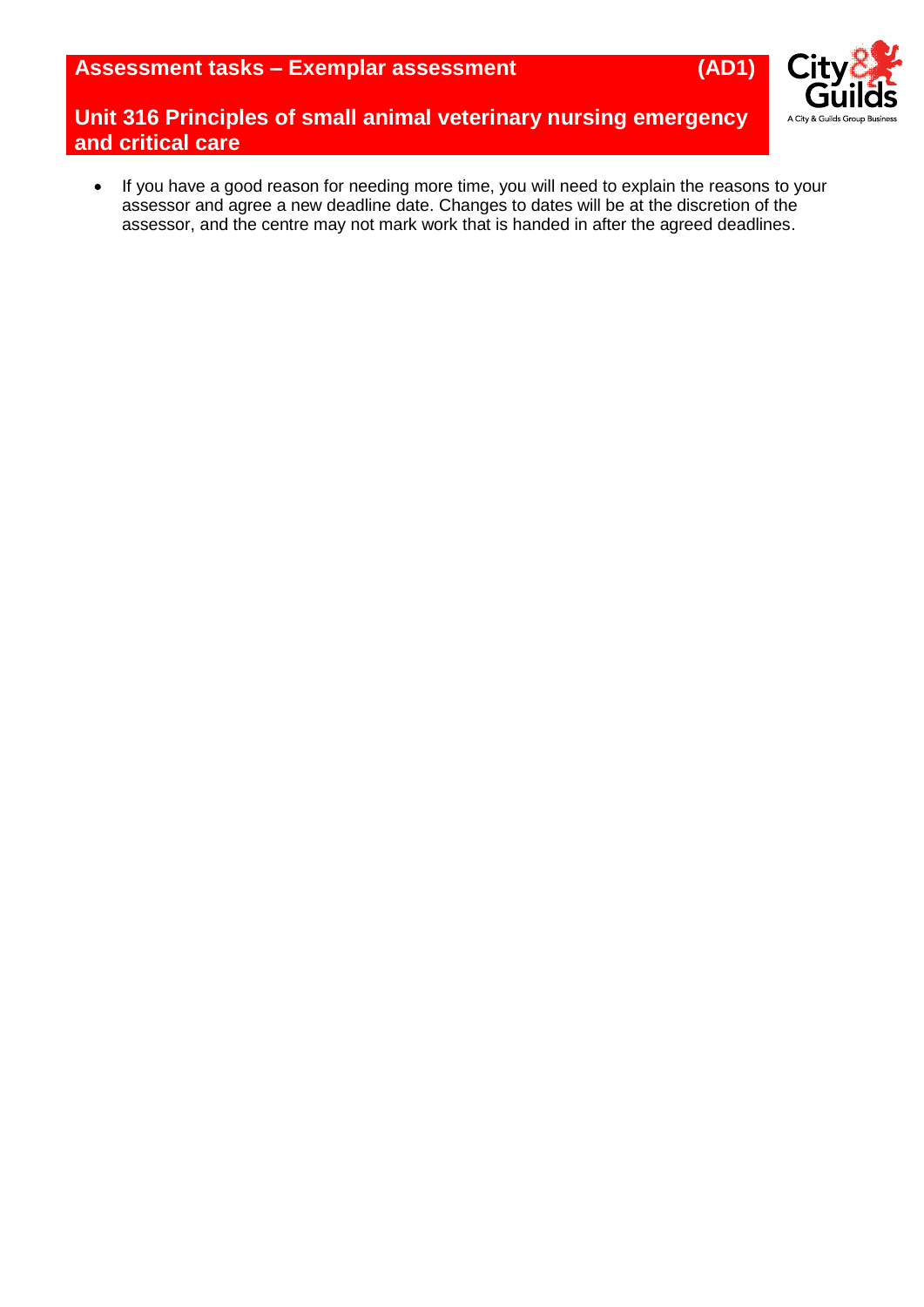- If you have a good reason for needing more time, you will need to explain the reasons to your assessor and agree a new deadline date. Changes to dates will be at the discretion of the assessor, and the centre may not mark work that is handed in after the agreed deadlines.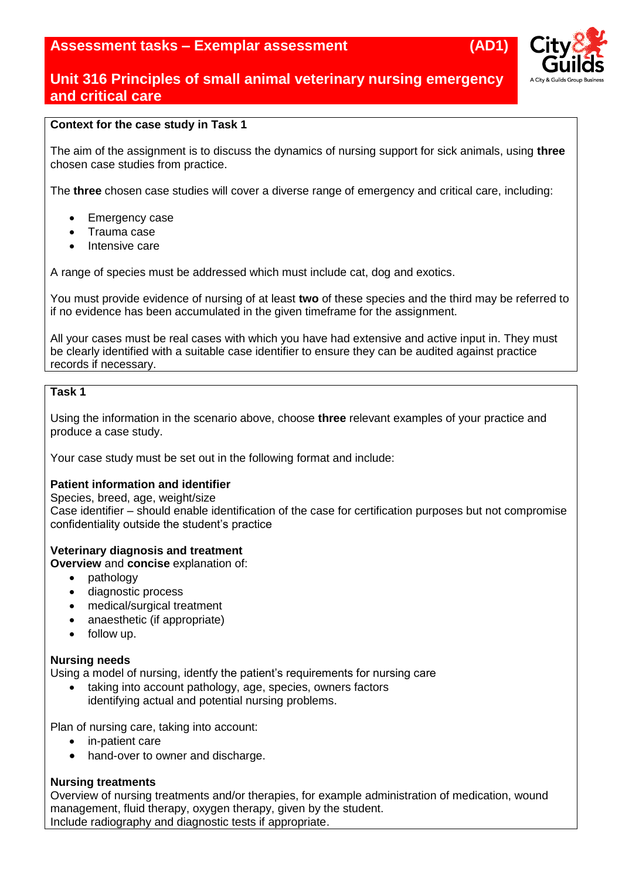## Assessment tasks – Exemplar assessment (AD1)

## Unit 316 Principles of small animal veterinary nursing emergency and critical care

**Context for the case study in Task 1**

The aim of the assignment is to discuss the dynamics of nursing support for sick animals, using **three** chosen case studies from practice.

The **three** chosen case studies will cover a diverse range of emergency and critical care, including:

- Emergency case
- Trauma case
- Intensive care

A range of species must be addressed which must include cat, dog and exotics.

You must provide evidence of nursing of at least **two** of these species and the third may be referred to if no evidence has been accumulated in the given timeframe for the assignment.

All your cases must be real cases with which you have had extensive and active input in. They must be clearly identified with a suitable case identifier to ensure they can be audited against practice records if necessary.

**Task 1**

Using the information in the scenario above, choose **three** relevant examples of your practice and produce a case study.

Your case study must be set out in the following format and include:

**Patient information and identifier**
Species, breed, age, weight/size
Case identifier – should enable identification of the case for certification purposes but not compromise confidentiality outside the student's practice

**Veterinary diagnosis and treatment**
**Overview** and **concise** explanation of:

- pathology
- diagnostic process
- medical/surgical treatment
- anaesthetic (if appropriate)
- follow up.

**Nursing needs**
Using a model of nursing, identfy the patient's requirements for nursing care

- taking into account pathology, age, species, owners factors
  identifying actual and potential nursing problems.

Plan of nursing care, taking into account:

- in-patient care
- hand-over to owner and discharge.

**Nursing treatments**
Overview of nursing treatments and/or therapies, for example administration of medication, wound management, fluid therapy, oxygen therapy, given by the student.
Include radiography and diagnostic tests if appropriate.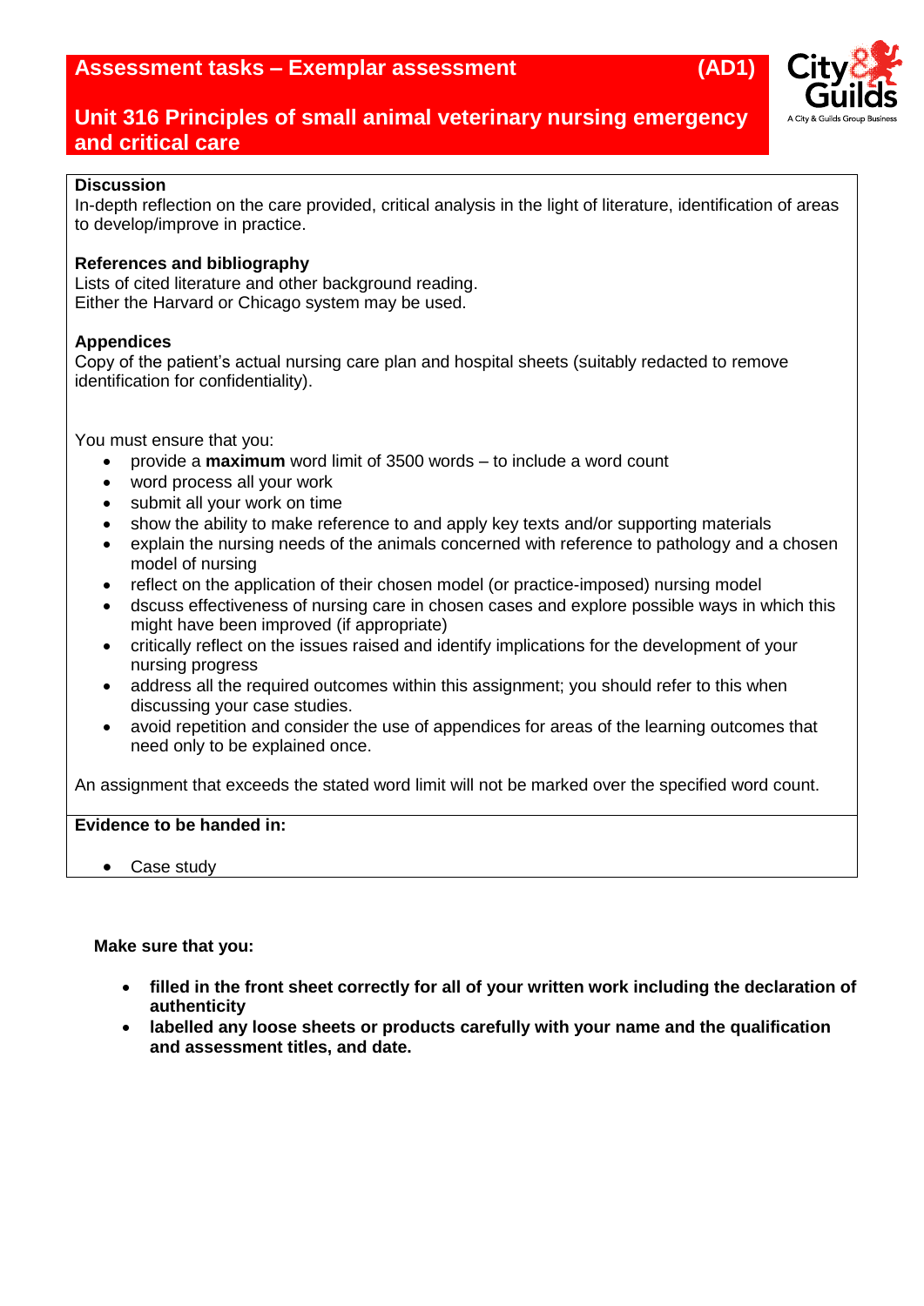**Discussion**
In-depth reflection on the care provided, critical analysis in the light of literature, identification of areas to develop/improve in practice.

**References and bibliography**
Lists of cited literature and other background reading.
Either the Harvard or Chicago system may be used.

**Appendices**
Copy of the patient's actual nursing care plan and hospital sheets (suitably redacted to remove identification for confidentiality).

You must ensure that you:

- provide a **maximum** word limit of 3500 words – to include a word count
- word process all your work
- submit all your work on time
- show the ability to make reference to and apply key texts and/or supporting materials
- explain the nursing needs of the animals concerned with reference to pathology and a chosen model of nursing
- reflect on the application of their chosen model (or practice-imposed) nursing model
- dscuss effectiveness of nursing care in chosen cases and explore possible ways in which this might have been improved (if appropriate)
- critically reflect on the issues raised and identify implications for the development of your nursing progress
- address all the required outcomes within this assignment; you should refer to this when discussing your case studies.
- avoid repetition and consider the use of appendices for areas of the learning outcomes that need only to be explained once.

An assignment that exceeds the stated word limit will not be marked over the specified word count.

**Evidence to be handed in:**

- Case study

**Make sure that you:**

- **filled in the front sheet correctly for all of your written work including the declaration of authenticity**
- **labelled any loose sheets or products carefully with your name and the qualification and assessment titles, and date.**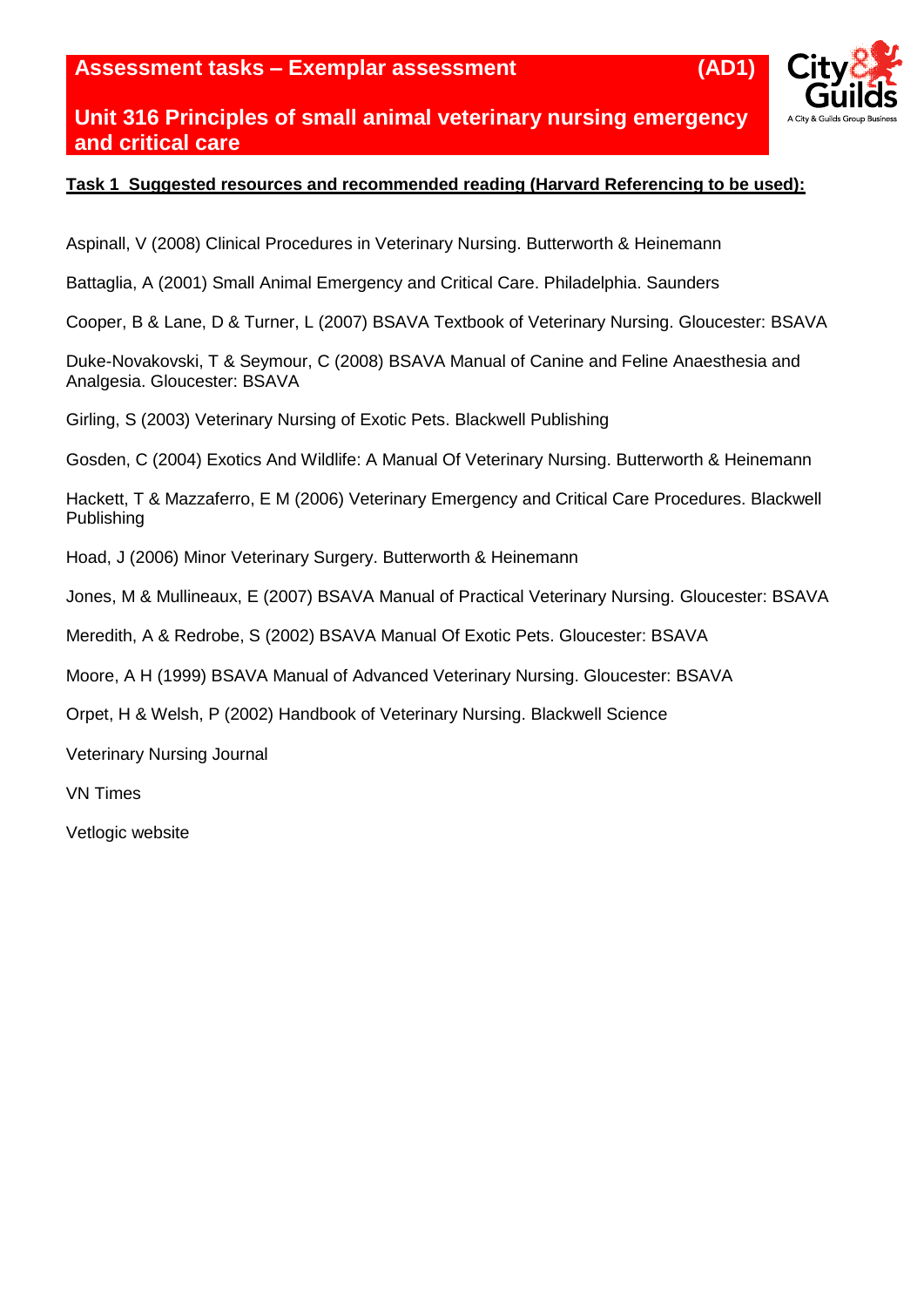# Assessment tasks – Exemplar assessment (AD1)

## Unit 316 Principles of small animal veterinary nursing emergency and critical care

**Task 1 Suggested resources and recommended reading (Harvard Referencing to be used):**

Aspinall, V (2008) Clinical Procedures in Veterinary Nursing. Butterworth & Heinemann

Battaglia, A (2001) Small Animal Emergency and Critical Care. Philadelphia. Saunders

Cooper, B & Lane, D & Turner, L (2007) BSAVA Textbook of Veterinary Nursing. Gloucester: BSAVA

Duke-Novakovski, T & Seymour, C (2008) BSAVA Manual of Canine and Feline Anaesthesia and Analgesia. Gloucester: BSAVA

Girling, S (2003) Veterinary Nursing of Exotic Pets. Blackwell Publishing

Gosden, C (2004) Exotics And Wildlife: A Manual Of Veterinary Nursing. Butterworth & Heinemann

Hackett, T & Mazzaferro, E M (2006) Veterinary Emergency and Critical Care Procedures. Blackwell Publishing

Hoad, J (2006) Minor Veterinary Surgery. Butterworth & Heinemann

Jones, M & Mullineaux, E (2007) BSAVA Manual of Practical Veterinary Nursing. Gloucester: BSAVA

Meredith, A & Redrobe, S (2002) BSAVA Manual Of Exotic Pets. Gloucester: BSAVA

Moore, A H (1999) BSAVA Manual of Advanced Veterinary Nursing. Gloucester: BSAVA

Orpet, H & Welsh, P (2002) Handbook of Veterinary Nursing. Blackwell Science

Veterinary Nursing Journal

VN Times

Vetlogic website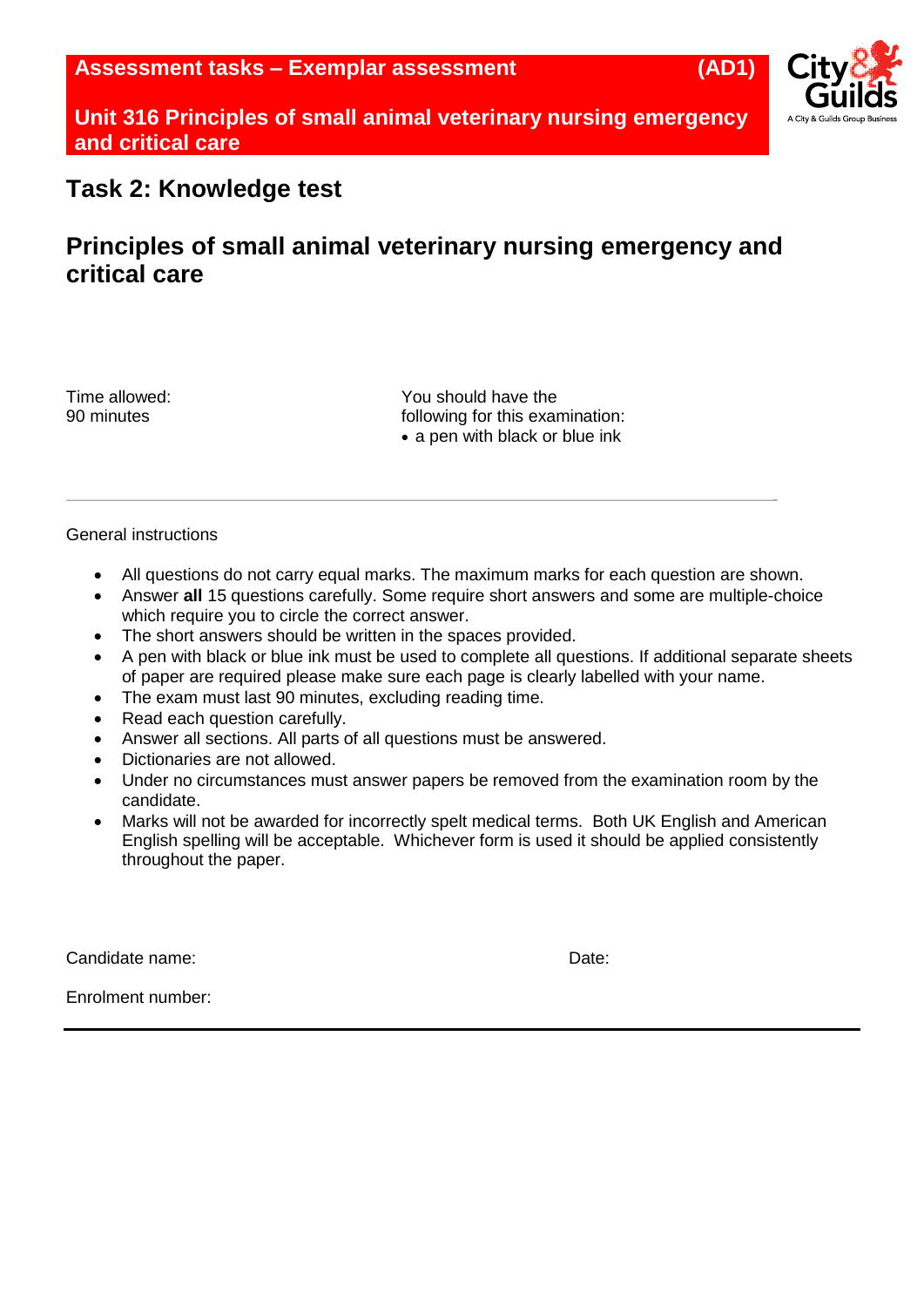**Assessment tasks – Exemplar assessment (AD1)**

**Unit 316 Principles of small animal veterinary nursing emergency and critical care**

## Task 2: Knowledge test

## Principles of small animal veterinary nursing emergency and critical care

Time allowed:
90 minutes

You should have the following for this examination:
- a pen with black or blue ink

---

General instructions

- All questions do not carry equal marks. The maximum marks for each question are shown.
- Answer **all** 15 questions carefully. Some require short answers and some are multiple-choice which require you to circle the correct answer.
- The short answers should be written in the spaces provided.
- A pen with black or blue ink must be used to complete all questions. If additional separate sheets of paper are required please make sure each page is clearly labelled with your name.
- The exam must last 90 minutes, excluding reading time.
- Read each question carefully.
- Answer all sections. All parts of all questions must be answered.
- Dictionaries are not allowed.
- Under no circumstances must answer papers be removed from the examination room by the candidate.
- Marks will not be awarded for incorrectly spelt medical terms. Both UK English and American English spelling will be acceptable. Whichever form is used it should be applied consistently throughout the paper.

Candidate name:

Date:

Enrolment number: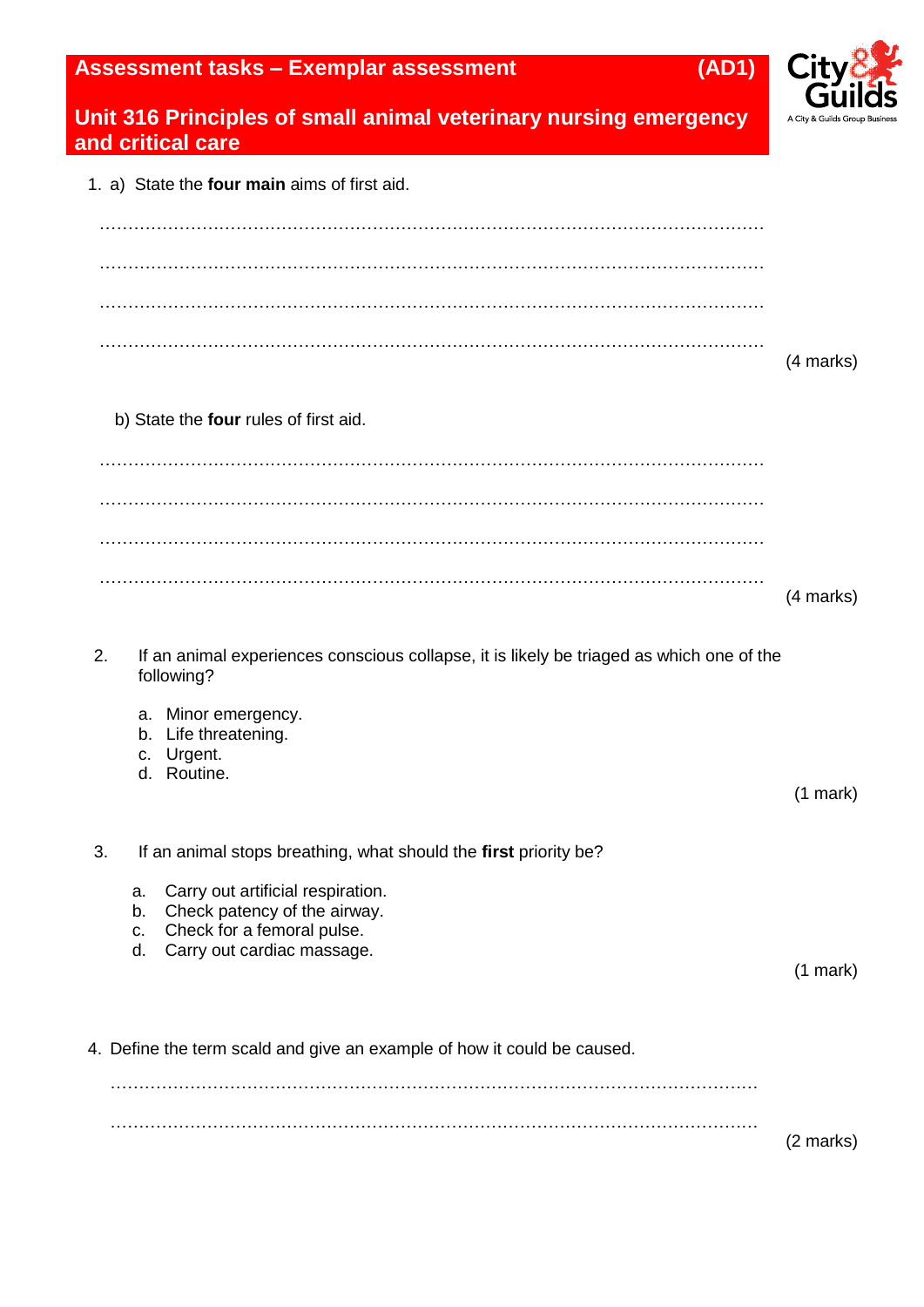## Assessment tasks – Exemplar assessment (AD1)

## Unit 316 Principles of small animal veterinary nursing emergency and critical care

1. a) State the **four main** aims of first aid.

…………………………………………………………………………………………………

…………………………………………………………………………………………………

…………………………………………………………………………………………………

………………………………………………………………………………………………… (4 marks)

b) State the **four** rules of first aid.

…………………………………………………………………………………………………

…………………………………………………………………………………………………

…………………………………………………………………………………………………

………………………………………………………………………………………………… (4 marks)

2. If an animal experiences conscious collapse, it is likely be triaged as which one of the following?

   a. Minor emergency.
   b. Life threatening.
   c. Urgent.
   d. Routine.

(1 mark)

3. If an animal stops breathing, what should the **first** priority be?

   a. Carry out artificial respiration.
   b. Check patency of the airway.
   c. Check for a femoral pulse.
   d. Carry out cardiac massage.

(1 mark)

4. Define the term scald and give an example of how it could be caused.

…………………………………………………………………………………………………

………………………………………………………………………………………………… (2 marks)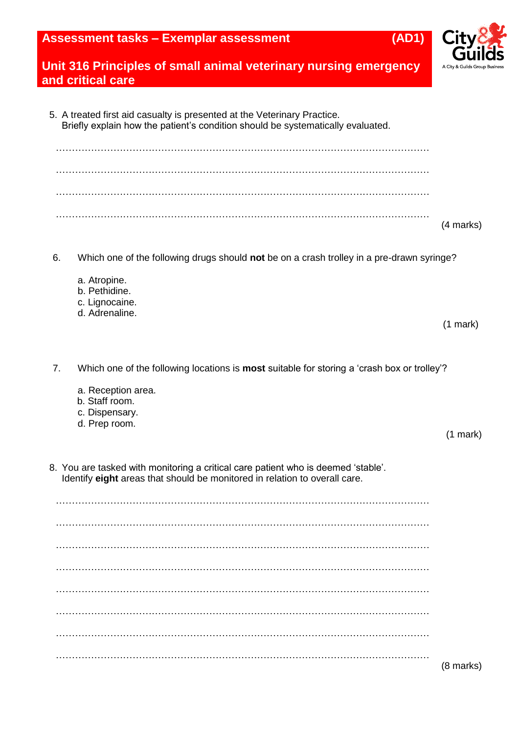5. A treated first aid casualty is presented at the Veterinary Practice.
   Briefly explain how the patient's condition should be systematically evaluated.

…………………………………………………………………………………………………………

…………………………………………………………………………………………………………

…………………………………………………………………………………………………………

………………………………………………………………………………………………………… (4 marks)

6. Which one of the following drugs should **not** be on a crash trolley in a pre-drawn syringe?

   a. Atropine.
   b. Pethidine.
   c. Lignocaine.
   d. Adrenaline.

(1 mark)

7. Which one of the following locations is **most** suitable for storing a 'crash box or trolley'?

   a. Reception area.
   b. Staff room.
   c. Dispensary.
   d. Prep room.

(1 mark)

8. You are tasked with monitoring a critical care patient who is deemed 'stable'.
   Identify **eight** areas that should be monitored in relation to overall care.

…………………………………………………………………………………………………………

…………………………………………………………………………………………………………

…………………………………………………………………………………………………………

…………………………………………………………………………………………………………

…………………………………………………………………………………………………………

…………………………………………………………………………………………………………

…………………………………………………………………………………………………………

………………………………………………………………………………………………………… (8 marks)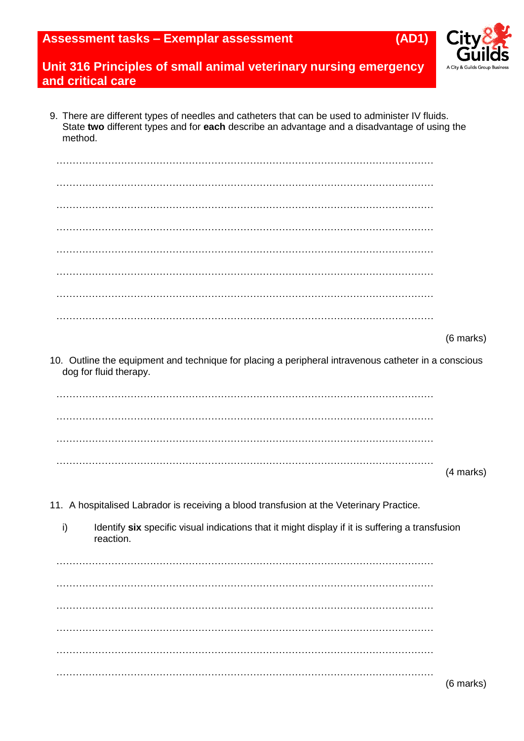9. There are different types of needles and catheters that can be used to administer IV fluids. State **two** different types and for **each** describe an advantage and a disadvantage of using the method.

…………………………………………………………………………………………………………

…………………………………………………………………………………………………………

…………………………………………………………………………………………………………

…………………………………………………………………………………………………………

…………………………………………………………………………………………………………

…………………………………………………………………………………………………………

…………………………………………………………………………………………………………

…………………………………………………………………………………………………………

(6 marks)

10. Outline the equipment and technique for placing a peripheral intravenous catheter in a conscious dog for fluid therapy.

…………………………………………………………………………………………………………

…………………………………………………………………………………………………………

…………………………………………………………………………………………………………

…………………………………………………………………………………………………………

(4 marks)

11. A hospitalised Labrador is receiving a blood transfusion at the Veterinary Practice.

i) Identify **six** specific visual indications that it might display if it is suffering a transfusion reaction.

…………………………………………………………………………………………………………

…………………………………………………………………………………………………………

…………………………………………………………………………………………………………

…………………………………………………………………………………………………………

…………………………………………………………………………………………………………

…………………………………………………………………………………………………………

(6 marks)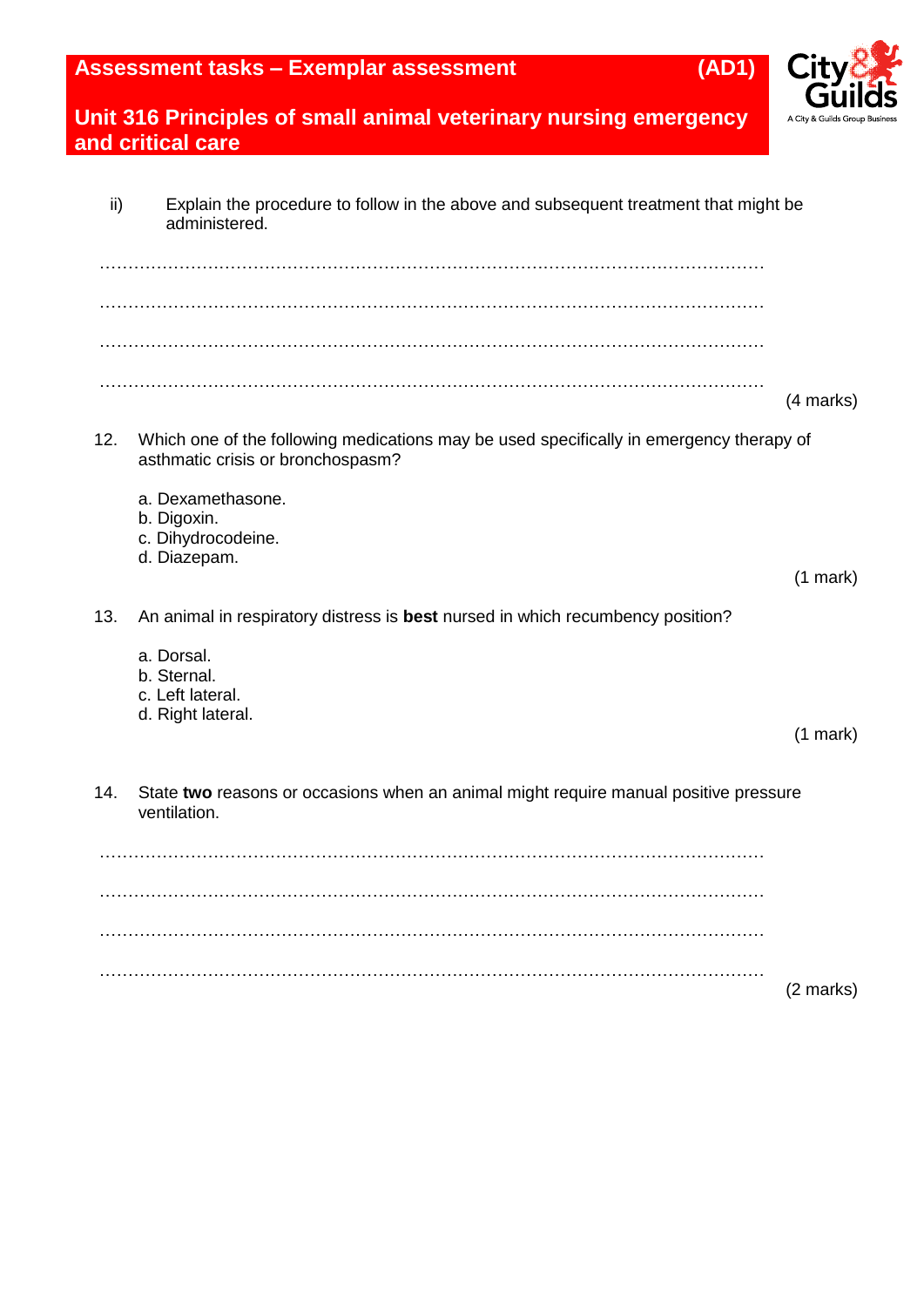ii) Explain the procedure to follow in the above and subsequent treatment that might be administered.

…………………………………………………………………………………………………………

…………………………………………………………………………………………………………

…………………………………………………………………………………………………………

………………………………………………………………………………………………………… (4 marks)

12. Which one of the following medications may be used specifically in emergency therapy of asthmatic crisis or bronchospasm?

a. Dexamethasone.
b. Digoxin.
c. Dihydrocodeine.
d. Diazepam.

(1 mark)

13. An animal in respiratory distress is **best** nursed in which recumbency position?

a. Dorsal.
b. Sternal.
c. Left lateral.
d. Right lateral.

(1 mark)

14. State **two** reasons or occasions when an animal might require manual positive pressure ventilation.

…………………………………………………………………………………………………………

…………………………………………………………………………………………………………

…………………………………………………………………………………………………………

………………………………………………………………………………………………………… (2 marks)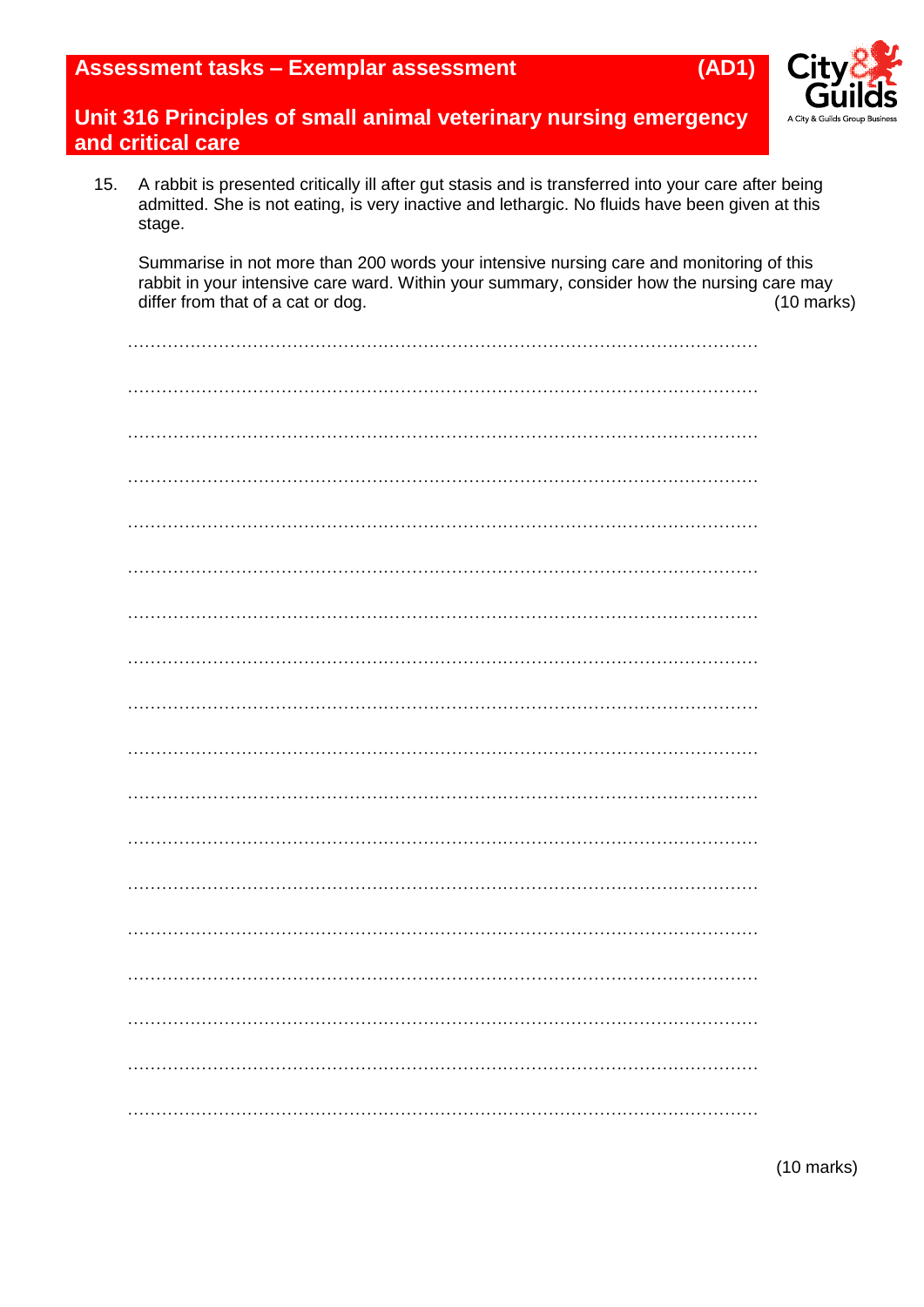15. A rabbit is presented critically ill after gut stasis and is transferred into your care after being admitted. She is not eating, is very inactive and lethargic. No fluids have been given at this stage.

    Summarise in not more than 200 words your intensive nursing care and monitoring of this rabbit in your intensive care ward. Within your summary, consider how the nursing care may differ from that of a cat or dog. (10 marks)

…………………………………………………………………………………………………

…………………………………………………………………………………………………

…………………………………………………………………………………………………

…………………………………………………………………………………………………

…………………………………………………………………………………………………

…………………………………………………………………………………………………

…………………………………………………………………………………………………

…………………………………………………………………………………………………

…………………………………………………………………………………………………

…………………………………………………………………………………………………

…………………………………………………………………………………………………

…………………………………………………………………………………………………

…………………………………………………………………………………………………

…………………………………………………………………………………………………

…………………………………………………………………………………………………

…………………………………………………………………………………………………

…………………………………………………………………………………………………

…………………………………………………………………………………………………

(10 marks)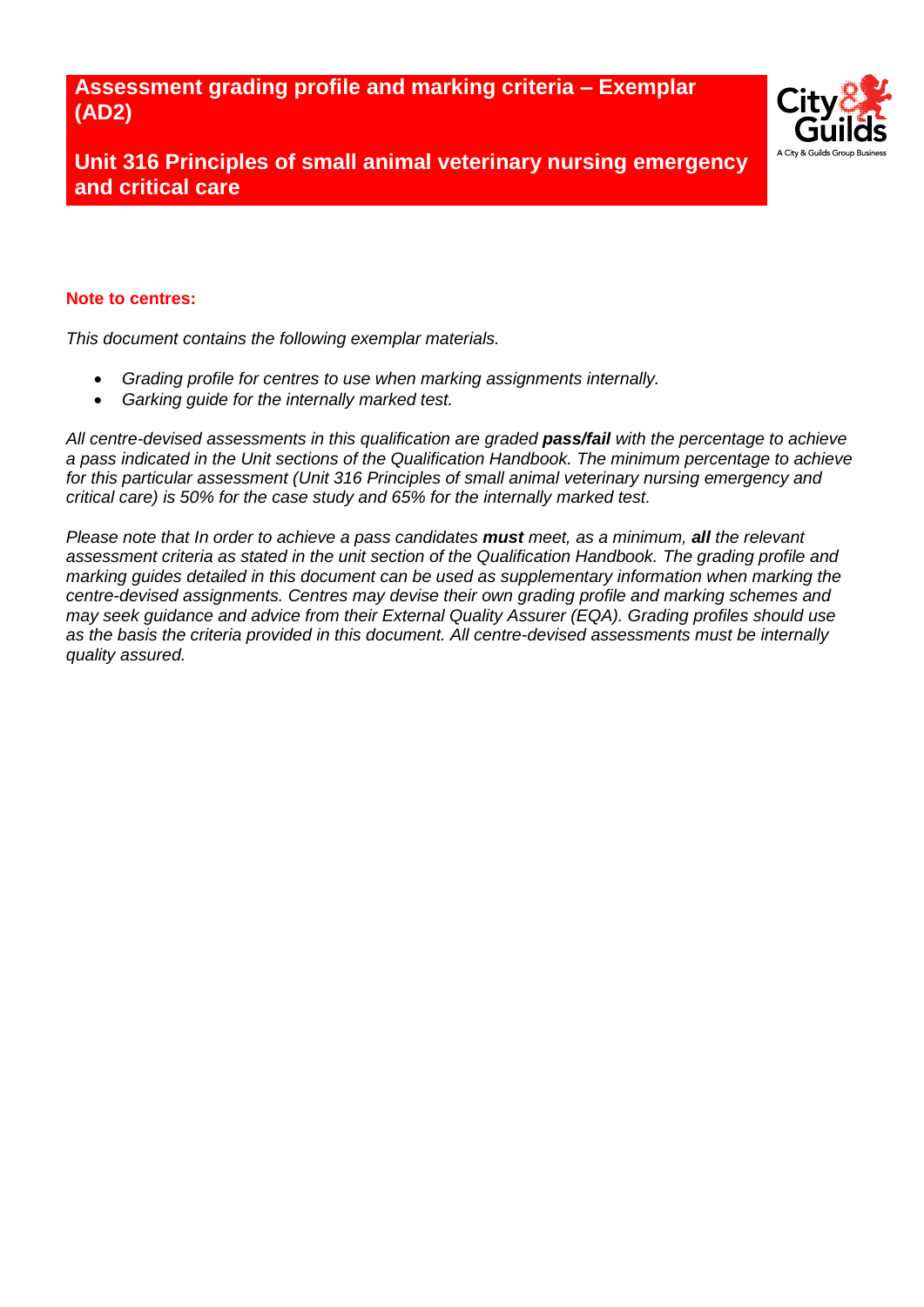# Assessment grading profile and marking criteria – Exemplar (AD2)

## Unit 316 Principles of small animal veterinary nursing emergency and critical care

**Note to centres:**

*This document contains the following exemplar materials.*

- *Grading profile for centres to use when marking assignments internally.*
- *Garking guide for the internally marked test.*

*All centre-devised assessments in this qualification are graded **pass/fail** with the percentage to achieve a pass indicated in the Unit sections of the Qualification Handbook. The minimum percentage to achieve for this particular assessment (Unit 316 Principles of small animal veterinary nursing emergency and critical care) is 50% for the case study and 65% for the internally marked test.*

*Please note that In order to achieve a pass candidates **must** meet, as a minimum, **all** the relevant assessment criteria as stated in the unit section of the Qualification Handbook. The grading profile and marking guides detailed in this document can be used as supplementary information when marking the centre-devised assignments. Centres may devise their own grading profile and marking schemes and may seek guidance and advice from their External Quality Assurer (EQA). Grading profiles should use as the basis the criteria provided in this document. All centre-devised assessments must be internally quality assured.*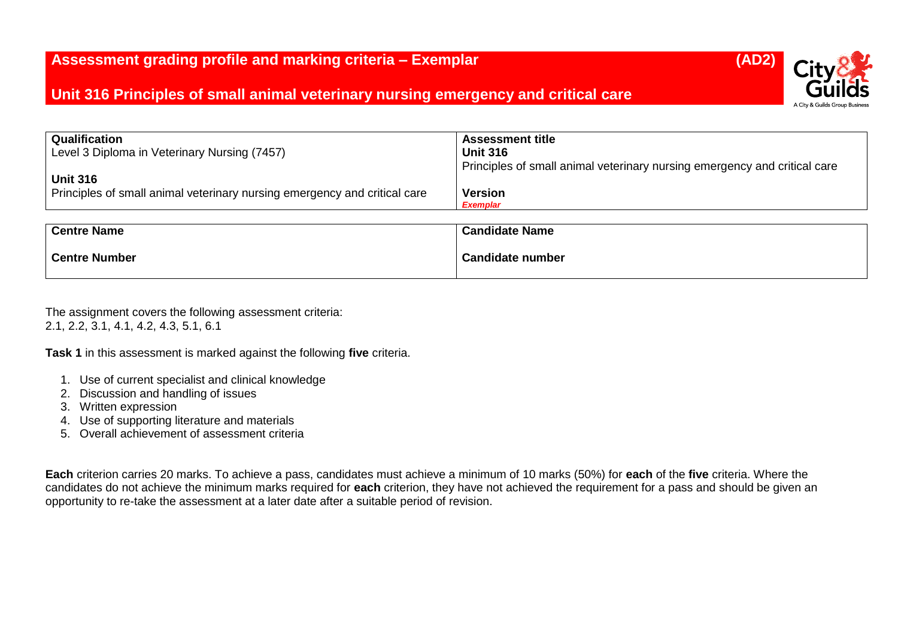# Assessment grading profile and marking criteria – Exemplar (AD2)

## Unit 316 Principles of small animal veterinary nursing emergency and critical care

| Qualification | Assessment title |
|---|---|
| Level 3 Diploma in Veterinary Nursing (7457) | **Unit 316** |
| | Principles of small animal veterinary nursing emergency and critical care |
| **Unit 316** | |
| Principles of small animal veterinary nursing emergency and critical care | **Version** |
| | ***Exemplar*** |

| Centre Name | Candidate Name |
|---|---|
| **Centre Number** | **Candidate number** |

The assignment covers the following assessment criteria:
2.1, 2.2, 3.1, 4.1, 4.2, 4.3, 5.1, 6.1

**Task 1** in this assessment is marked against the following **five** criteria.

1. Use of current specialist and clinical knowledge
2. Discussion and handling of issues
3. Written expression
4. Use of supporting literature and materials
5. Overall achievement of assessment criteria

**Each** criterion carries 20 marks. To achieve a pass, candidates must achieve a minimum of 10 marks (50%) for **each** of the **five** criteria. Where the candidates do not achieve the minimum marks required for **each** criterion, they have not achieved the requirement for a pass and should be given an opportunity to re-take the assessment at a later date after a suitable period of revision.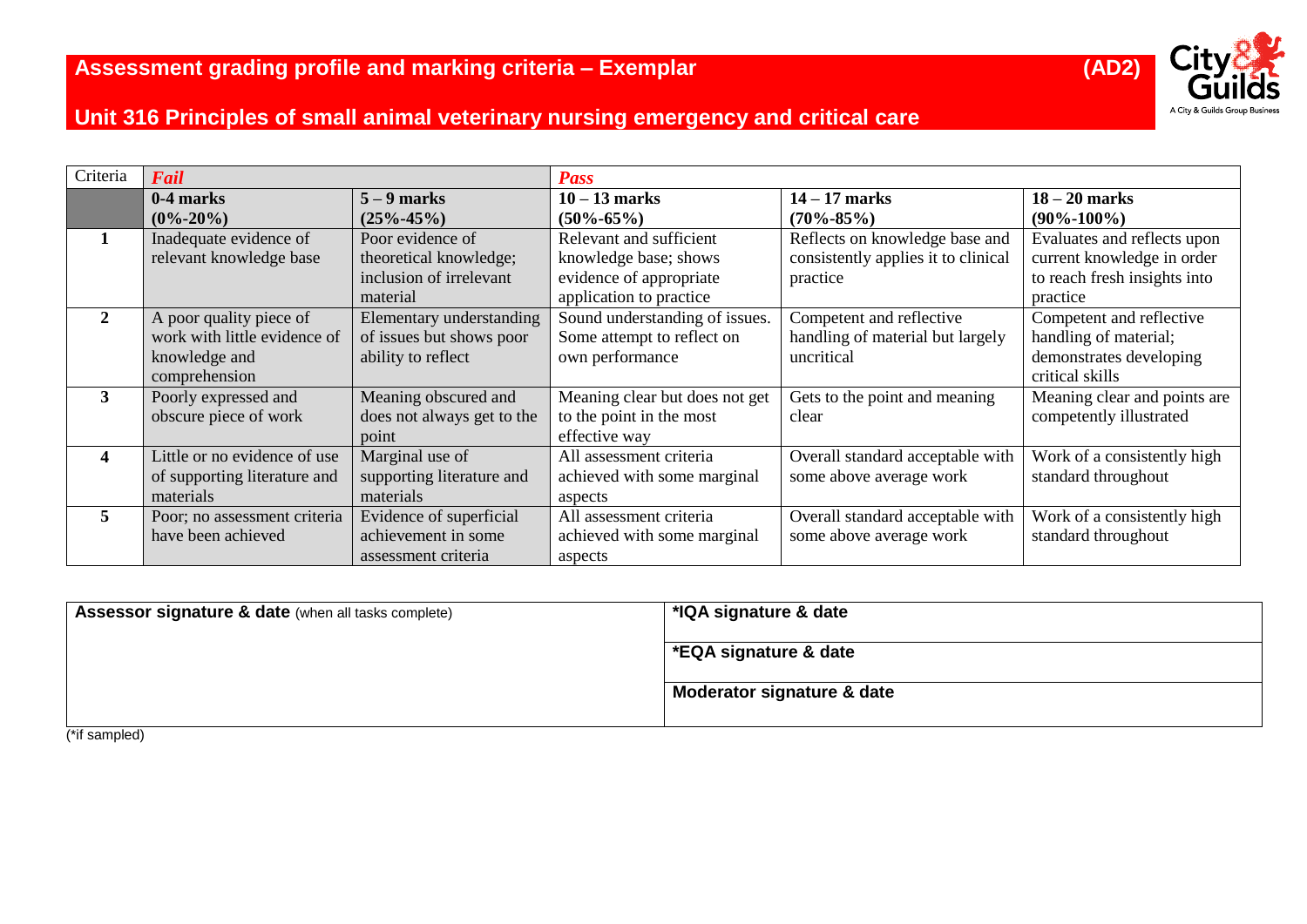# Assessment grading profile and marking criteria – Exemplar (AD2)

## Unit 316 Principles of small animal veterinary nursing emergency and critical care

| Criteria | *Fail* | | *Pass* | | |
|---|---|---|---|---|---|
| | **0-4 marks (0%-20%)** | **5 – 9 marks (25%-45%)** | **10 – 13 marks (50%-65%)** | **14 – 17 marks (70%-85%)** | **18 – 20 marks (90%-100%)** |
| **1** | Inadequate evidence of relevant knowledge base | Poor evidence of theoretical knowledge; inclusion of irrelevant material | Relevant and sufficient knowledge base; shows evidence of appropriate application to practice | Reflects on knowledge base and consistently applies it to clinical practice | Evaluates and reflects upon current knowledge in order to reach fresh insights into practice |
| **2** | A poor quality piece of work with little evidence of knowledge and comprehension | Elementary understanding of issues but shows poor ability to reflect | Sound understanding of issues. Some attempt to reflect on own performance | Competent and reflective handling of material but largely uncritical | Competent and reflective handling of material; demonstrates developing critical skills |
| **3** | Poorly expressed and obscure piece of work | Meaning obscured and does not always get to the point | Meaning clear but does not get to the point in the most effective way | Gets to the point and meaning clear | Meaning clear and points are competently illustrated |
| **4** | Little or no evidence of use of supporting literature and materials | Marginal use of supporting literature and materials | All assessment criteria achieved with some marginal aspects | Overall standard acceptable with some above average work | Work of a consistently high standard throughout |
| **5** | Poor; no assessment criteria have been achieved | Evidence of superficial achievement in some assessment criteria | All assessment criteria achieved with some marginal aspects | Overall standard acceptable with some above average work | Work of a consistently high standard throughout |

| **Assessor signature & date** (when all tasks complete) | **\*IQA signature & date** |
|---|---|
| | **\*EQA signature & date** |
| | **Moderator signature & date** |

(*if sampled)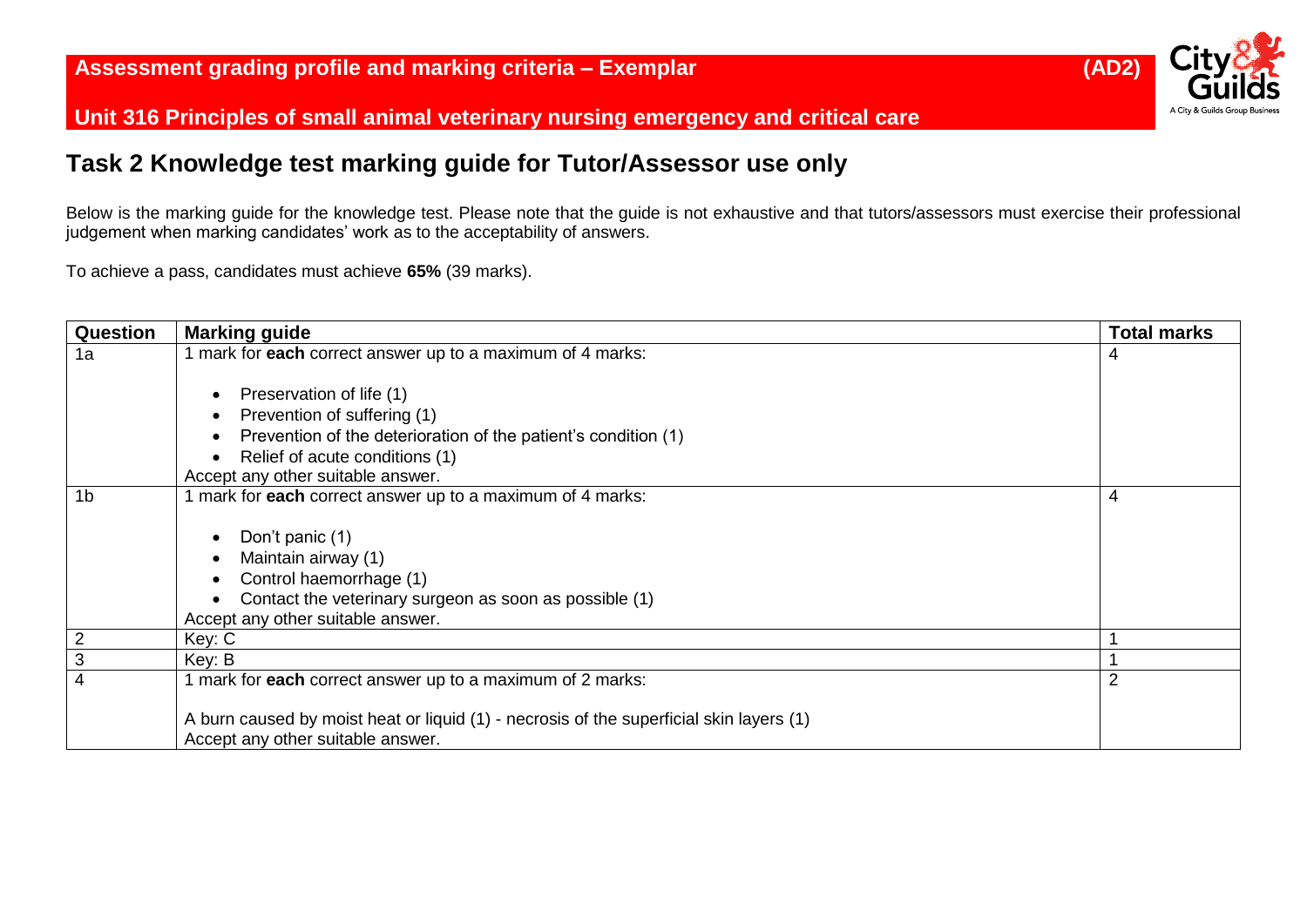Assessment grading profile and marking criteria – Exemplar (AD2)

Unit 316 Principles of small animal veterinary nursing emergency and critical care

## Task 2 Knowledge test marking guide for Tutor/Assessor use only

Below is the marking guide for the knowledge test. Please note that the guide is not exhaustive and that tutors/assessors must exercise their professional judgement when marking candidates' work as to the acceptability of answers.

To achieve a pass, candidates must achieve **65%** (39 marks).

| Question | Marking guide | Total marks |
|---|---|---|
| 1a | 1 mark for **each** correct answer up to a maximum of 4 marks:<br><br>• Preservation of life (1)<br>• Prevention of suffering (1)<br>• Prevention of the deterioration of the patient's condition (1)<br>• Relief of acute conditions (1)<br>Accept any other suitable answer. | 4 |
| 1b | 1 mark for **each** correct answer up to a maximum of 4 marks:<br><br>• Don't panic (1)<br>• Maintain airway (1)<br>• Control haemorrhage (1)<br>• Contact the veterinary surgeon as soon as possible (1)<br>Accept any other suitable answer. | 4 |
| 2 | Key: C | 1 |
| 3 | Key: B | 1 |
| 4 | 1 mark for **each** correct answer up to a maximum of 2 marks:<br><br>A burn caused by moist heat or liquid (1) - necrosis of the superficial skin layers (1)<br>Accept any other suitable answer. | 2 |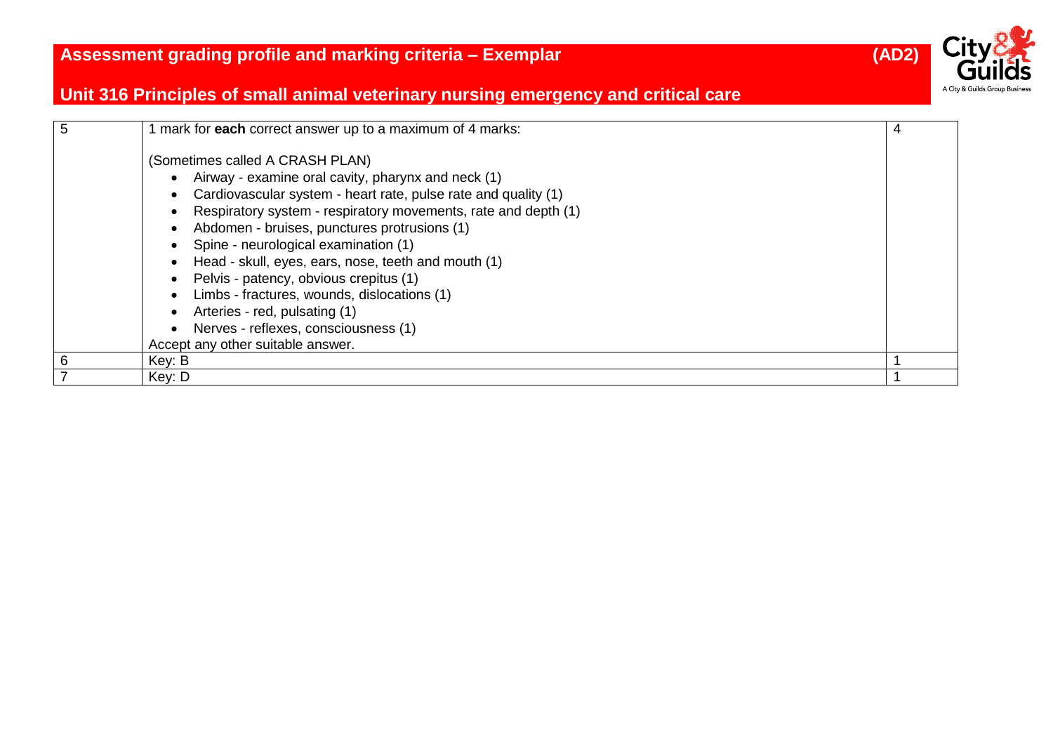# Assessment grading profile and marking criteria – Exemplar (AD2)

## Unit 316 Principles of small animal veterinary nursing emergency and critical care

| | | |
|---|---|---|
| 5 | 1 mark for **each** correct answer up to a maximum of 4 marks:<br><br>(Sometimes called A CRASH PLAN)<br>• Airway - examine oral cavity, pharynx and neck (1)<br>• Cardiovascular system - heart rate, pulse rate and quality (1)<br>• Respiratory system - respiratory movements, rate and depth (1)<br>• Abdomen - bruises, punctures protrusions (1)<br>• Spine - neurological examination (1)<br>• Head - skull, eyes, ears, nose, teeth and mouth (1)<br>• Pelvis - patency, obvious crepitus (1)<br>• Limbs - fractures, wounds, dislocations (1)<br>• Arteries - red, pulsating (1)<br>• Nerves - reflexes, consciousness (1)<br>Accept any other suitable answer. | 4 |
| 6 | Key: B | 1 |
| 7 | Key: D | 1 |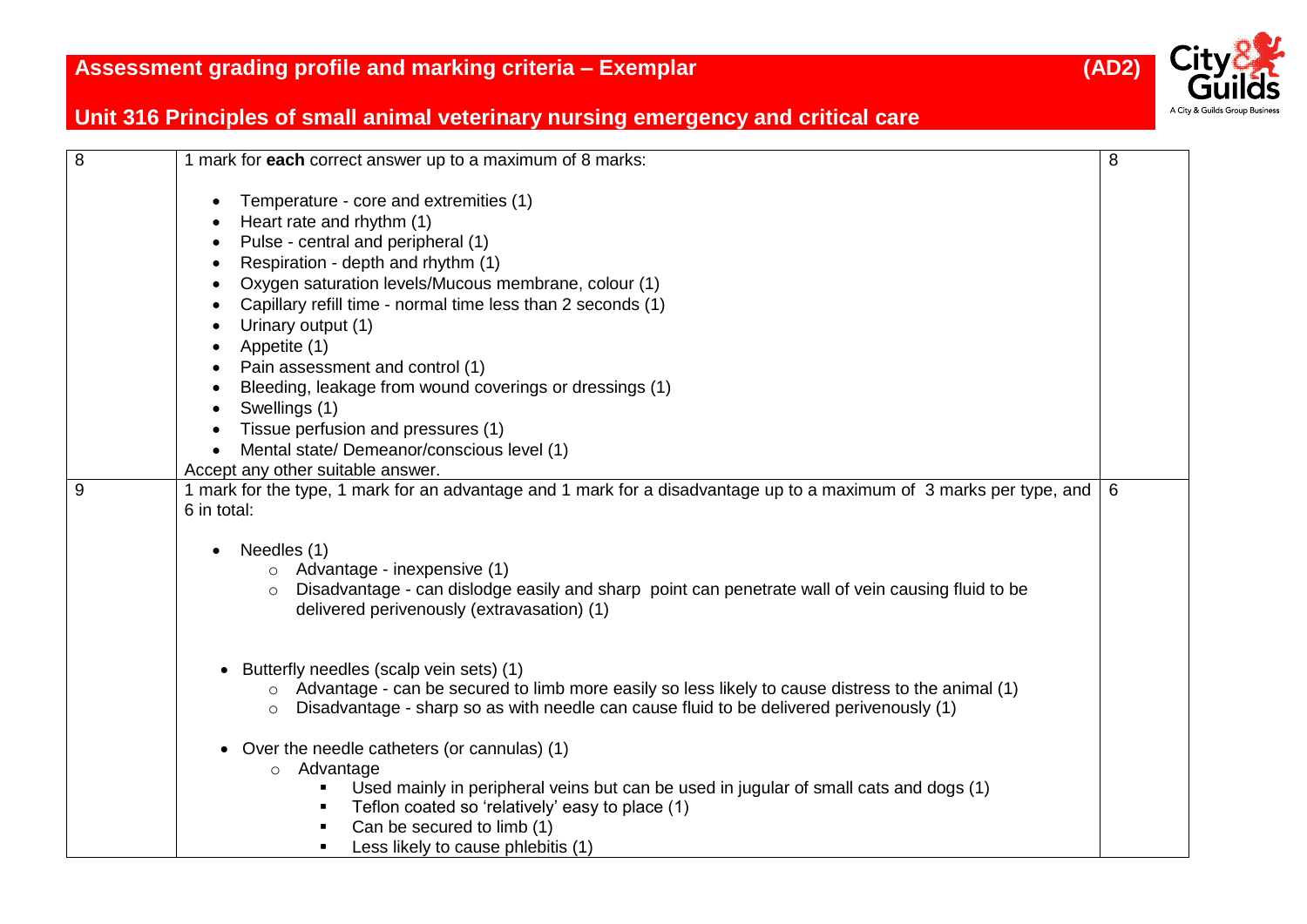| | | |
|---|---|---|
| 8 | 1 mark for **each** correct answer up to a maximum of 8 marks:<br><br>• Temperature - core and extremities (1)<br>• Heart rate and rhythm (1)<br>• Pulse - central and peripheral (1)<br>• Respiration - depth and rhythm (1)<br>• Oxygen saturation levels/Mucous membrane, colour (1)<br>• Capillary refill time - normal time less than 2 seconds (1)<br>• Urinary output (1)<br>• Appetite (1)<br>• Pain assessment and control (1)<br>• Bleeding, leakage from wound coverings or dressings (1)<br>• Swellings (1)<br>• Tissue perfusion and pressures (1)<br>• Mental state/ Demeanor/conscious level (1)<br>Accept any other suitable answer. | 8 |
| 9 | 1 mark for the type, 1 mark for an advantage and 1 mark for a disadvantage up to a maximum of 3 marks per type, and 6 in total:<br><br>• Needles (1)<br>&nbsp;&nbsp;&nbsp;&nbsp;○ Advantage - inexpensive (1)<br>&nbsp;&nbsp;&nbsp;&nbsp;○ Disadvantage - can dislodge easily and sharp point can penetrate wall of vein causing fluid to be delivered perivenously (extravasation) (1)<br><br>• Butterfly needles (scalp vein sets) (1)<br>&nbsp;&nbsp;&nbsp;&nbsp;○ Advantage - can be secured to limb more easily so less likely to cause distress to the animal (1)<br>&nbsp;&nbsp;&nbsp;&nbsp;○ Disadvantage - sharp so as with needle can cause fluid to be delivered perivenously (1)<br><br>• Over the needle catheters (or cannulas) (1)<br>&nbsp;&nbsp;&nbsp;&nbsp;○ Advantage<br>&nbsp;&nbsp;&nbsp;&nbsp;&nbsp;&nbsp;&nbsp;&nbsp;▪ Used mainly in peripheral veins but can be used in jugular of small cats and dogs (1)<br>&nbsp;&nbsp;&nbsp;&nbsp;&nbsp;&nbsp;&nbsp;&nbsp;▪ Teflon coated so 'relatively' easy to place (1)<br>&nbsp;&nbsp;&nbsp;&nbsp;&nbsp;&nbsp;&nbsp;&nbsp;▪ Can be secured to limb (1)<br>&nbsp;&nbsp;&nbsp;&nbsp;&nbsp;&nbsp;&nbsp;&nbsp;▪ Less likely to cause phlebitis (1) | 6 |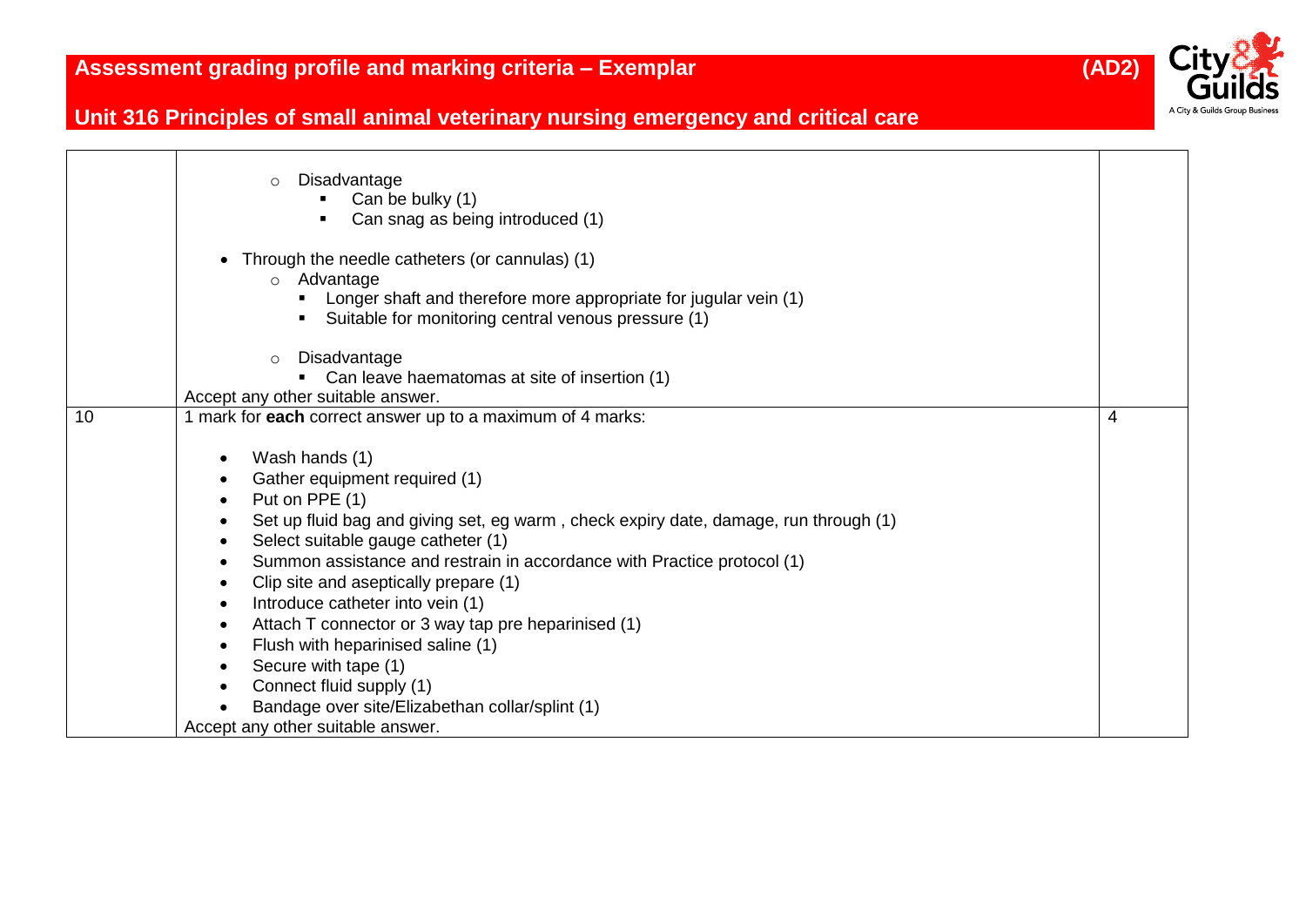| | | |
|---|---|---|
| | ○ Disadvantage<br>▪ Can be bulky (1)<br>▪ Can snag as being introduced (1)<br><br>• Through the needle catheters (or cannulas) (1)<br>○ Advantage<br>▪ Longer shaft and therefore more appropriate for jugular vein (1)<br>▪ Suitable for monitoring central venous pressure (1)<br><br>○ Disadvantage<br>▪ Can leave haematomas at site of insertion (1)<br>Accept any other suitable answer. | |
| 10 | 1 mark for **each** correct answer up to a maximum of 4 marks:<br><br>• Wash hands (1)<br>• Gather equipment required (1)<br>• Put on PPE (1)<br>• Set up fluid bag and giving set, eg warm , check expiry date, damage, run through (1)<br>• Select suitable gauge catheter (1)<br>• Summon assistance and restrain in accordance with Practice protocol (1)<br>• Clip site and aseptically prepare (1)<br>• Introduce catheter into vein (1)<br>• Attach T connector or 3 way tap pre heparinised (1)<br>• Flush with heparinised saline (1)<br>• Secure with tape (1)<br>• Connect fluid supply (1)<br>• Bandage over site/Elizabethan collar/splint (1)<br>Accept any other suitable answer. | 4 |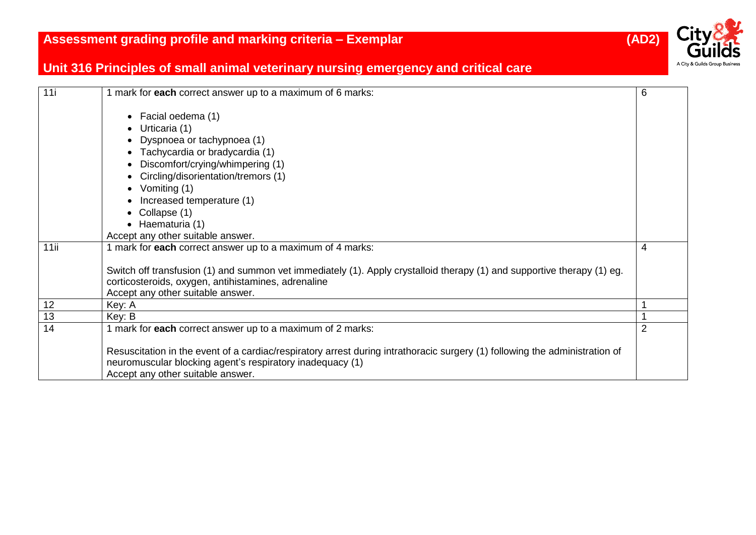| 11i | 1 mark for **each** correct answer up to a maximum of 6 marks:<br><br>• Facial oedema (1)<br>• Urticaria (1)<br>• Dyspnoea or tachypnoea (1)<br>• Tachycardia or bradycardia (1)<br>• Discomfort/crying/whimpering (1)<br>• Circling/disorientation/tremors (1)<br>• Vomiting (1)<br>• Increased temperature (1)<br>• Collapse (1)<br>• Haematuria (1)<br>Accept any other suitable answer. | 6 |
|---|---|---|
| 11ii | 1 mark for **each** correct answer up to a maximum of 4 marks:<br><br>Switch off transfusion (1) and summon vet immediately (1). Apply crystalloid therapy (1) and supportive therapy (1) eg. corticosteroids, oxygen, antihistamines, adrenaline<br>Accept any other suitable answer. | 4 |
| 12 | Key: A | 1 |
| 13 | Key: B | 1 |
| 14 | 1 mark for **each** correct answer up to a maximum of 2 marks:<br><br>Resuscitation in the event of a cardiac/respiratory arrest during intrathoracic surgery (1) following the administration of neuromuscular blocking agent's respiratory inadequacy (1)<br>Accept any other suitable answer. | 2 |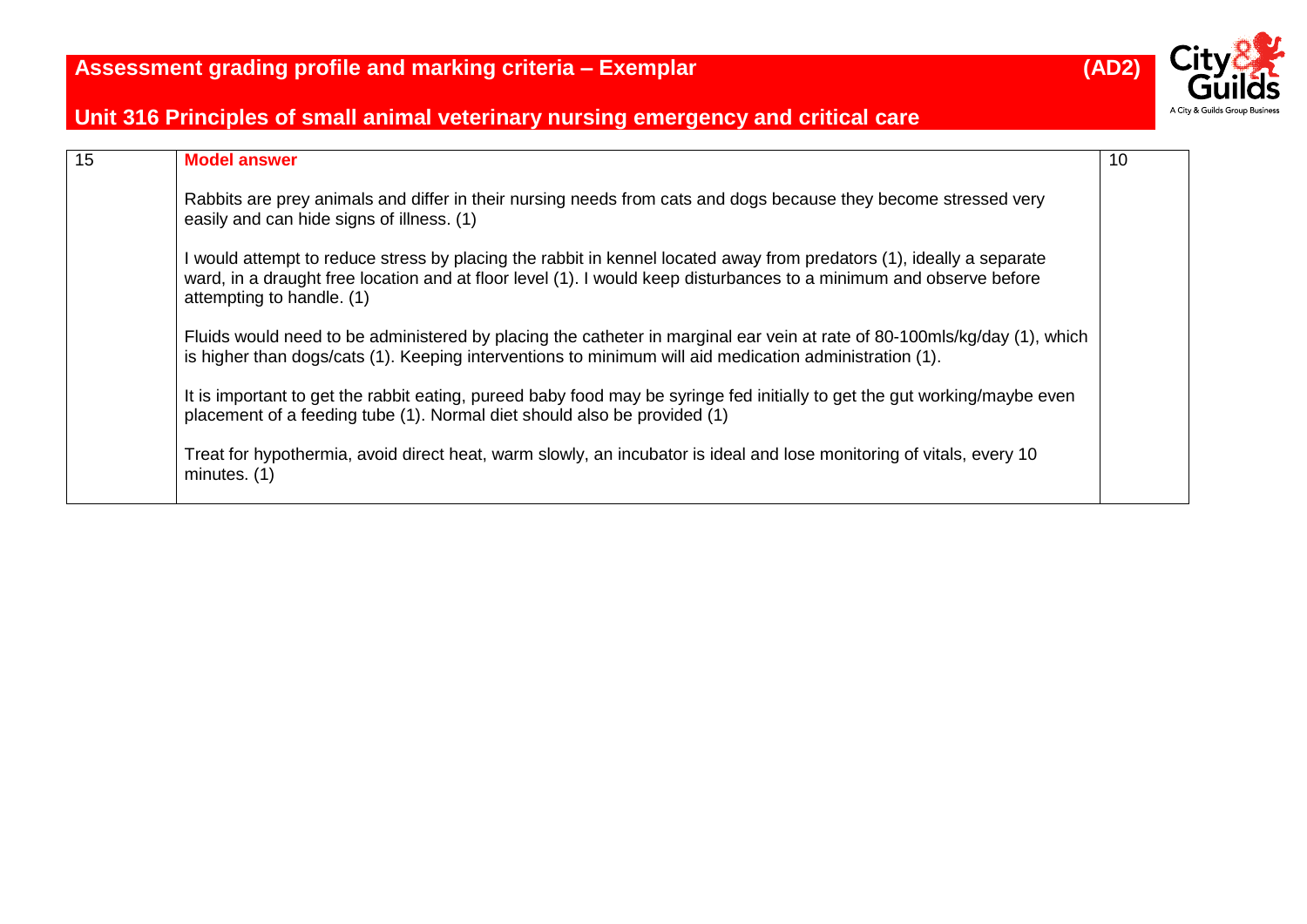| 15 | **Model answer**<br><br>Rabbits are prey animals and differ in their nursing needs from cats and dogs because they become stressed very easily and can hide signs of illness. (1)<br><br>I would attempt to reduce stress by placing the rabbit in kennel located away from predators (1), ideally a separate ward, in a draught free location and at floor level (1). I would keep disturbances to a minimum and observe before attempting to handle. (1)<br><br>Fluids would need to be administered by placing the catheter in marginal ear vein at rate of 80-100mls/kg/day (1), which is higher than dogs/cats (1). Keeping interventions to minimum will aid medication administration (1).<br><br>It is important to get the rabbit eating, pureed baby food may be syringe fed initially to get the gut working/maybe even placement of a feeding tube (1). Normal diet should also be provided (1)<br><br>Treat for hypothermia, avoid direct heat, warm slowly, an incubator is ideal and lose monitoring of vitals, every 10 minutes. (1) | 10 |
|---|---|---|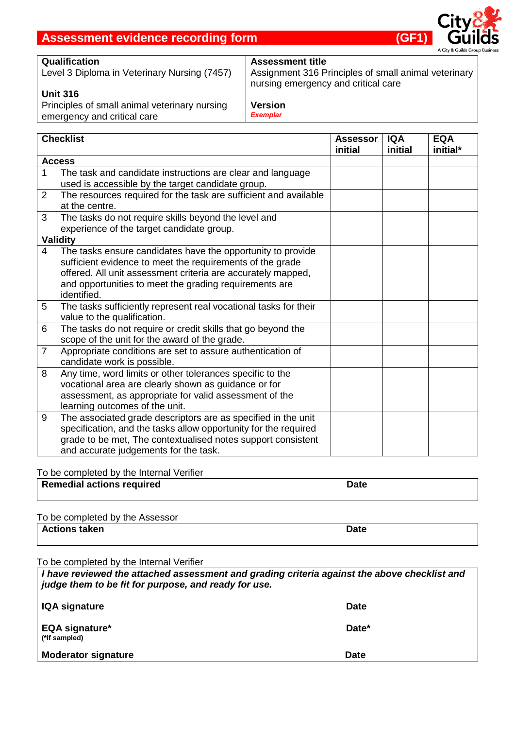## Assessment evidence recording form (GF1)

| **Qualification**<br>Level 3 Diploma in Veterinary Nursing (7457)<br><br>**Unit 316**<br>Principles of small animal veterinary nursing emergency and critical care | **Assessment title**<br>Assignment 316 Principles of small animal veterinary nursing emergency and critical care<br><br>**Version**<br>*Exemplar* |
|---|---|

| **Checklist** | | **Assessor initial** | **IQA initial** | **EQA initial*** |
|---|---|---|---|---|
| **Access** | | | | |
| 1 | The task and candidate instructions are clear and language used is accessible by the target candidate group. | | | |
| 2 | The resources required for the task are sufficient and available at the centre. | | | |
| 3 | The tasks do not require skills beyond the level and experience of the target candidate group. | | | |
| **Validity** | | | | |
| 4 | The tasks ensure candidates have the opportunity to provide sufficient evidence to meet the requirements of the grade offered. All unit assessment criteria are accurately mapped, and opportunities to meet the grading requirements are identified. | | | |
| 5 | The tasks sufficiently represent real vocational tasks for their value to the qualification. | | | |
| 6 | The tasks do not require or credit skills that go beyond the scope of the unit for the award of the grade. | | | |
| 7 | Appropriate conditions are set to assure authentication of candidate work is possible. | | | |
| 8 | Any time, word limits or other tolerances specific to the vocational area are clearly shown as guidance or for assessment, as appropriate for valid assessment of the learning outcomes of the unit. | | | |
| 9 | The associated grade descriptors are as specified in the unit specification, and the tasks allow opportunity for the required grade to be met, The contextualised notes support consistent and accurate judgements for the task. | | | |

To be completed by the Internal Verifier

| **Remedial actions required** | **Date** |
|---|---|
| | |

To be completed by the Assessor

| **Actions taken** | **Date** |
|---|---|
| | |

To be completed by the Internal Verifier

***I have reviewed the attached assessment and grading criteria against the above checklist and judge them to be fit for purpose, and ready for use.***

| | |
|---|---|
| **IQA signature** | **Date** |
| **EQA signature***<br>**(*if sampled)** | **Date*** |
| **Moderator signature** | **Date** |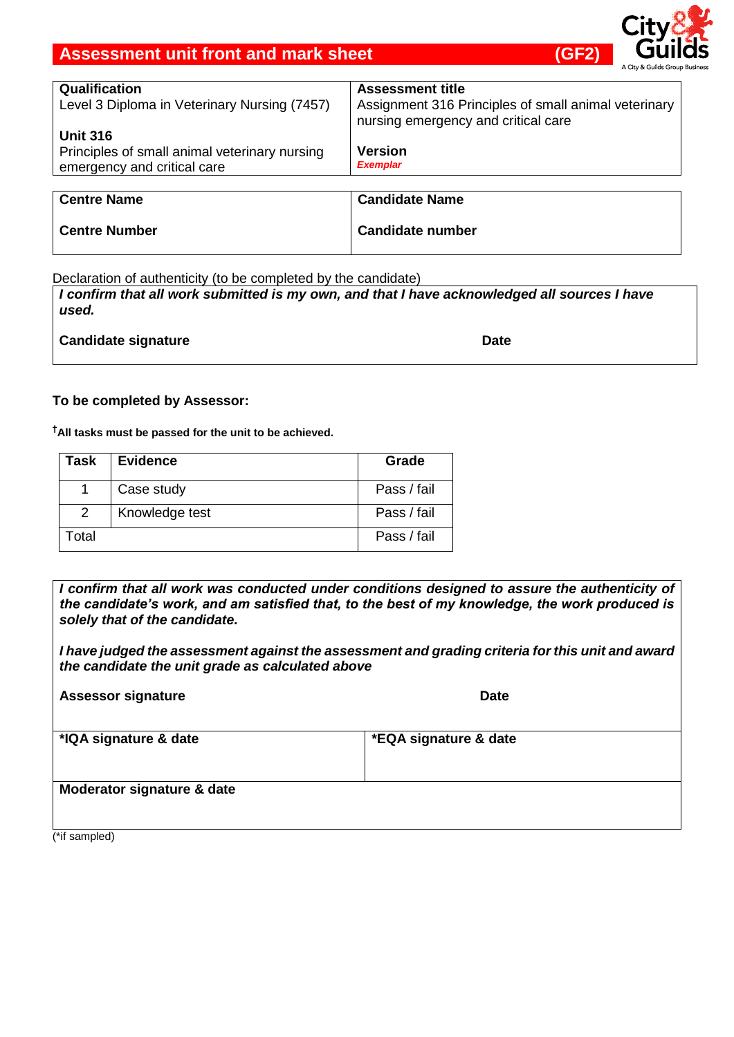## Assessment unit front and mark sheet (GF2)

| **Qualification**<br>Level 3 Diploma in Veterinary Nursing (7457)<br><br>**Unit 316**<br>Principles of small animal veterinary nursing emergency and critical care | **Assessment title**<br>Assignment 316 Principles of small animal veterinary nursing emergency and critical care<br><br>**Version**<br>***Exemplar*** |
|---|---|

| **Centre Name** | **Candidate Name** |
|---|---|
| **Centre Number** | **Candidate number** |

Declaration of authenticity (to be completed by the candidate)

***I confirm that all work submitted is my own, and that I have acknowledged all sources I have used.***

**Candidate signature** **Date**

**To be completed by Assessor:**

**†All tasks must be passed for the unit to be achieved.**

| Task | Evidence | Grade |
|---|---|---|
| 1 | Case study | Pass / fail |
| 2 | Knowledge test | Pass / fail |
| Total | | Pass / fail |

***I confirm that all work was conducted under conditions designed to assure the authenticity of the candidate's work, and am satisfied that, to the best of my knowledge, the work produced is solely that of the candidate.***

***I have judged the assessment against the assessment and grading criteria for this unit and award the candidate the unit grade as calculated above***

**Assessor signature** **Date**

| **\*IQA signature & date** | **\*EQA signature & date** |
|---|---|
| **Moderator signature & date** | |

(*if sampled)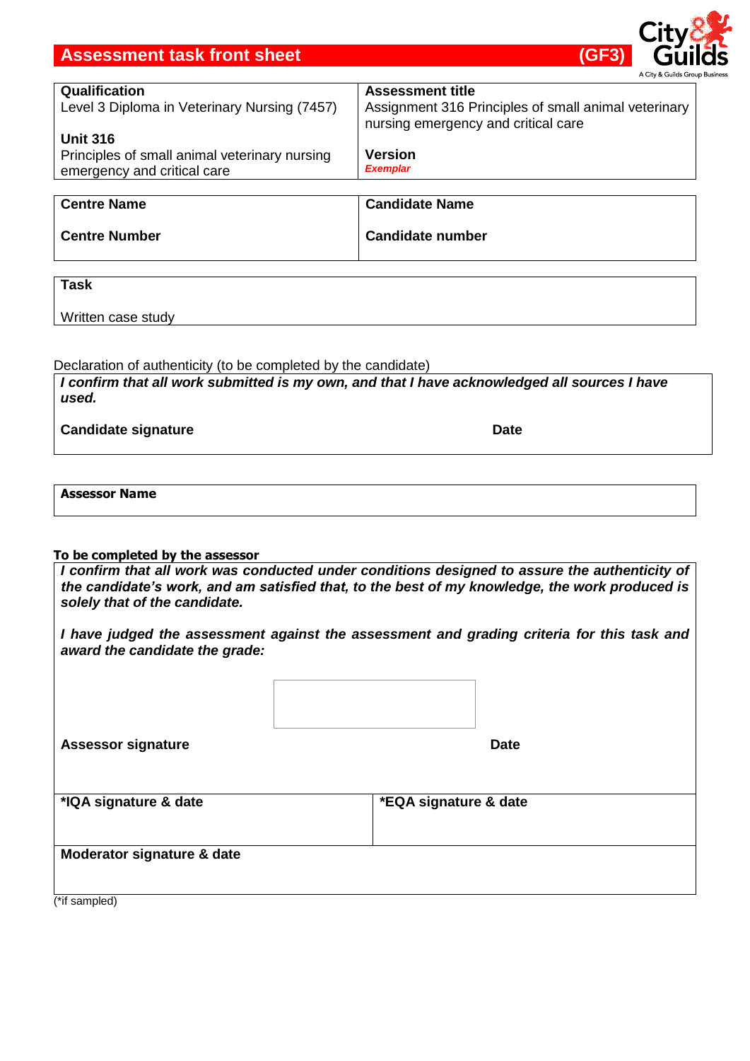# Assessment task front sheet (GF3)

| **Qualification**<br>Level 3 Diploma in Veterinary Nursing (7457)<br><br>**Unit 316**<br>Principles of small animal veterinary nursing emergency and critical care | **Assessment title**<br>Assignment 316 Principles of small animal veterinary nursing emergency and critical care<br><br>**Version**<br>***Exemplar*** |
|---|---|

| **Centre Name**<br><br>**Centre Number** | **Candidate Name**<br><br>**Candidate number** |
|---|---|

| **Task**<br><br>Written case study |
|---|

Declaration of authenticity (to be completed by the candidate)

| ***I confirm that all work submitted is my own, and that I have acknowledged all sources I have used.***<br><br>**Candidate signature** &nbsp;&nbsp;&nbsp;&nbsp;&nbsp;&nbsp;&nbsp;&nbsp; **Date** |
|---|

| **Assessor Name** |
|---|

**To be completed by the assessor**

| ***I confirm that all work was conducted under conditions designed to assure the authenticity of the candidate's work, and am satisfied that, to the best of my knowledge, the work produced is solely that of the candidate.***<br><br>***I have judged the assessment against the assessment and grading criteria for this task and award the candidate the grade:***<br><br>**Assessor signature** &nbsp;&nbsp;&nbsp;&nbsp;&nbsp;&nbsp;&nbsp;&nbsp; **Date** | |
|---|---|
| ***IQA signature & date** | ***EQA signature & date** |
| **Moderator signature & date** | |

(*if sampled)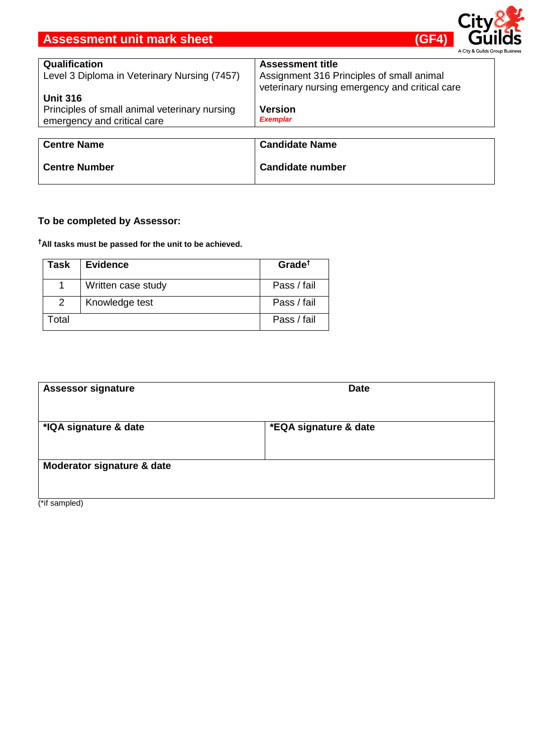# Assessment unit mark sheet (GF4)

| Qualification<br>Level 3 Diploma in Veterinary Nursing (7457)<br><br>**Unit 316**<br>Principles of small animal veterinary nursing emergency and critical care | **Assessment title**<br>Assignment 316 Principles of small animal veterinary nursing emergency and critical care<br><br>**Version**<br>*Exemplar* |
|---|---|

| Centre Name | Candidate Name |
|---|---|
| **Centre Number** | **Candidate number** |

**To be completed by Assessor:**

**†All tasks must be passed for the unit to be achieved.**

| Task | Evidence | Grade† |
|---|---|---|
| 1 | Written case study | Pass / fail |
| 2 | Knowledge test | Pass / fail |
| Total | | Pass / fail |

| Assessor signature | Date |
|---|---|
| **\*IQA signature & date** | **\*EQA signature & date** |
| **Moderator signature & date** | |

(*if sampled)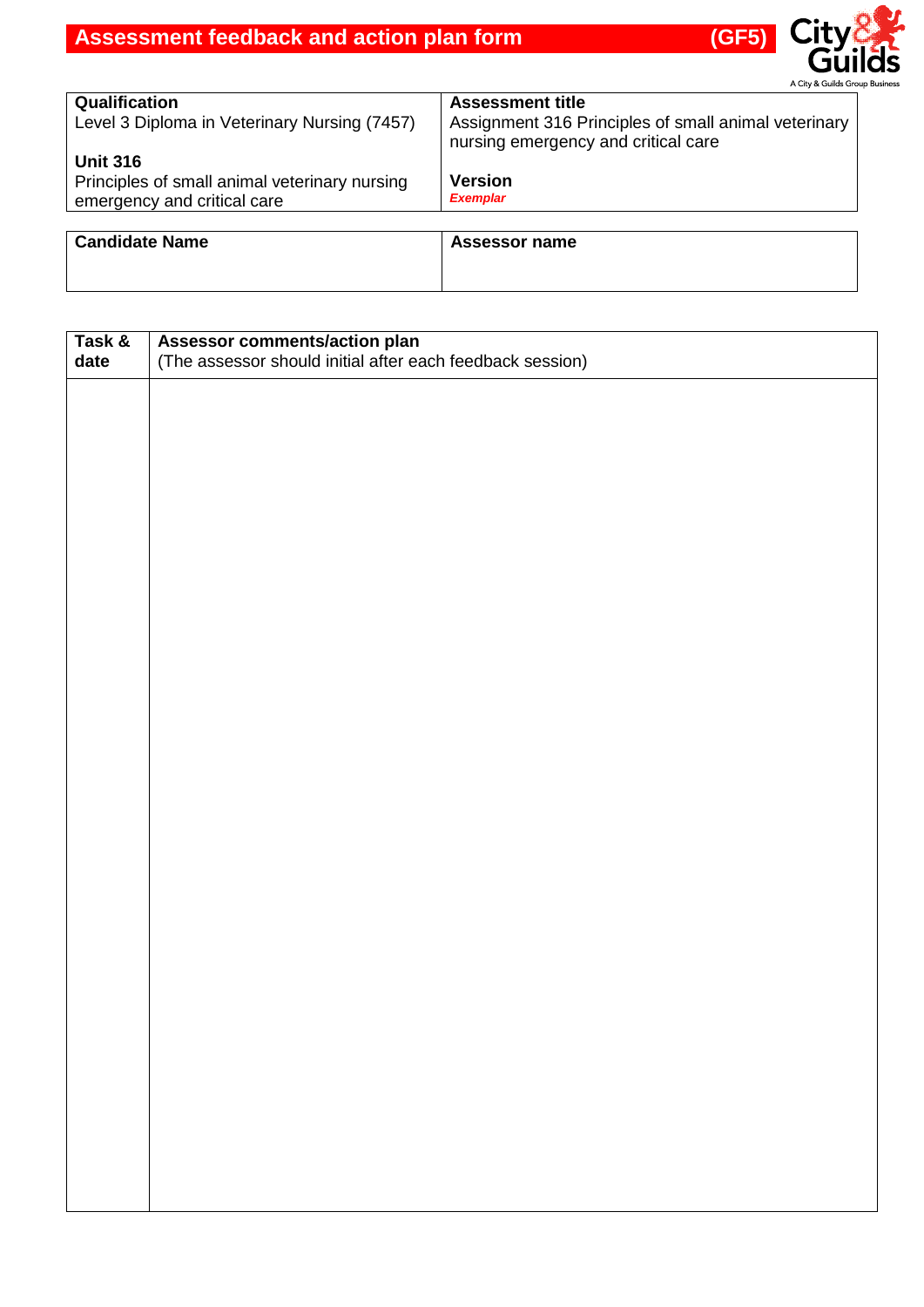# Assessment feedback and action plan form (GF5)

| **Qualification**<br>Level 3 Diploma in Veterinary Nursing (7457)<br><br>**Unit 316**<br>Principles of small animal veterinary nursing emergency and critical care | **Assessment title**<br>Assignment 316 Principles of small animal veterinary nursing emergency and critical care<br><br>**Version**<br>***Exemplar*** |
| --- | --- |

| **Candidate Name** | **Assessor name** |
| --- | --- |
| | |

| **Task & date** | **Assessor comments/action plan**<br>(The assessor should initial after each feedback session) |
| --- | --- |
| | |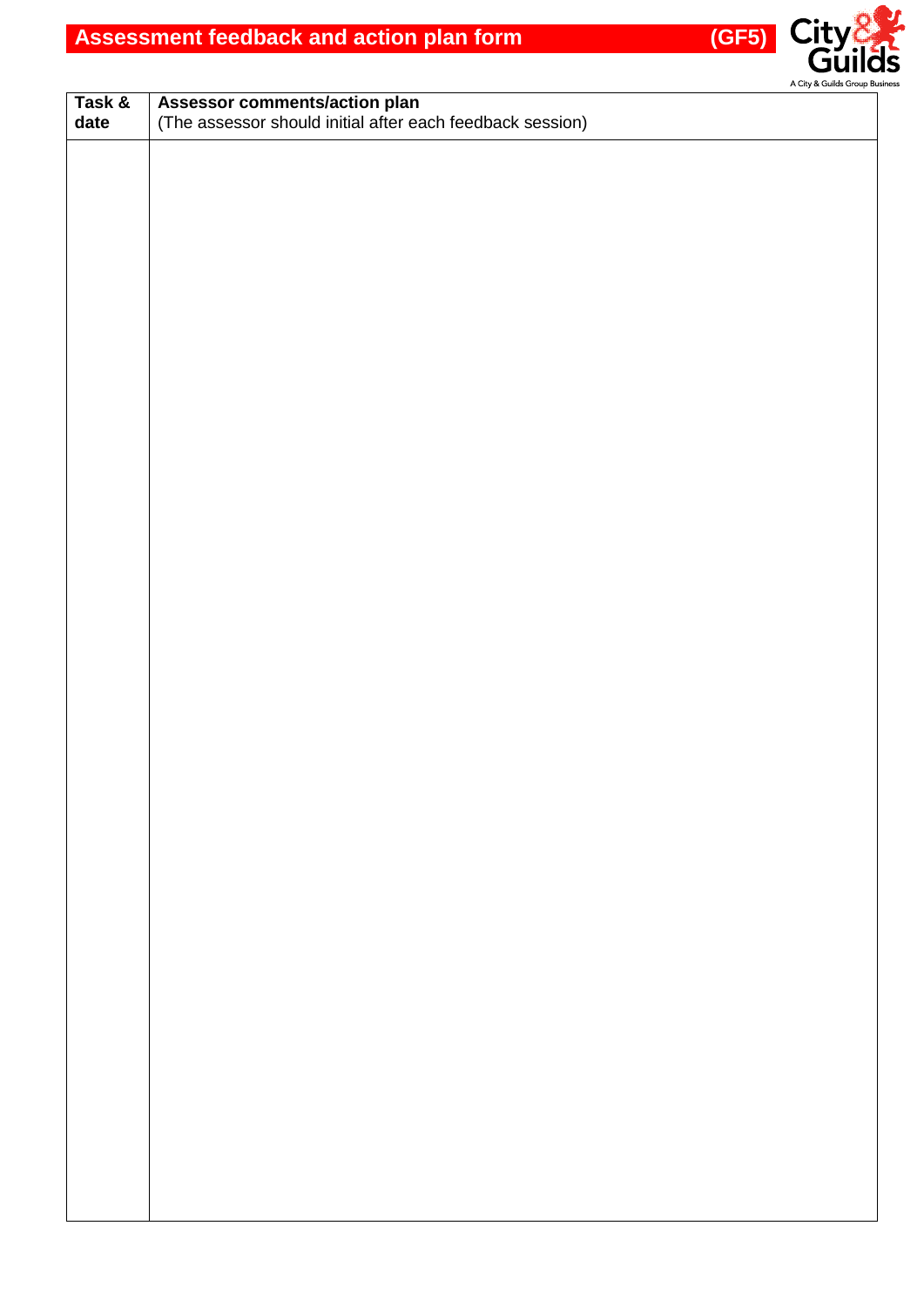# Assessment feedback and action plan form (GF5)

| Task & date | Assessor comments/action plan<br>(The assessor should initial after each feedback session) |
|---|---|
| | |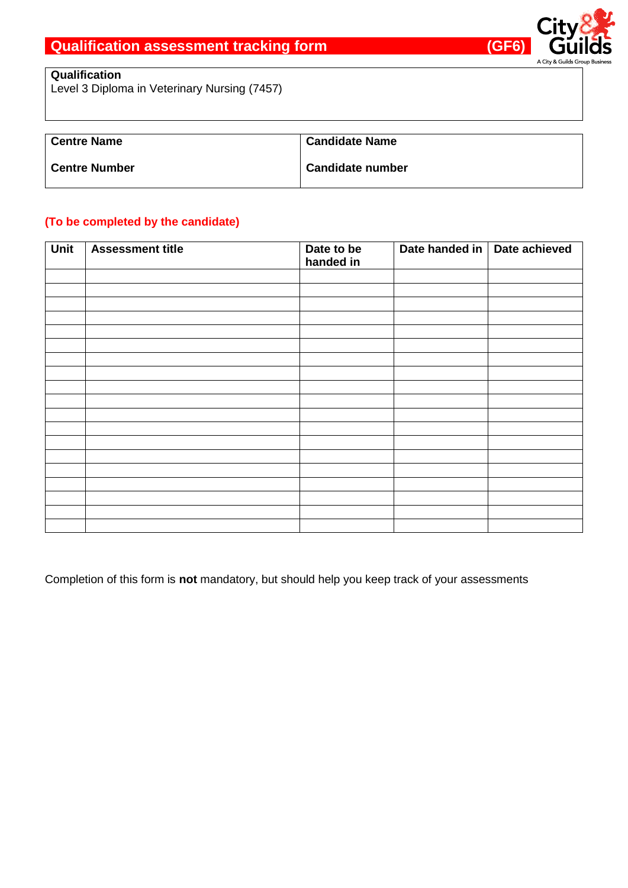# Qualification assessment tracking form (GF6)

| **Qualification** |
|---|
| Level 3 Diploma in Veterinary Nursing (7457) |

| **Centre Name** | **Candidate Name** |
|---|---|
| **Centre Number** | **Candidate number** |

**(To be completed by the candidate)**

| Unit | Assessment title | Date to be handed in | Date handed in | Date achieved |
|---|---|---|---|---|
| | | | | |
| | | | | |
| | | | | |
| | | | | |
| | | | | |
| | | | | |
| | | | | |
| | | | | |
| | | | | |
| | | | | |
| | | | | |
| | | | | |
| | | | | |
| | | | | |
| | | | | |
| | | | | |
| | | | | |
| | | | | |
| | | | | |

Completion of this form is **not** mandatory, but should help you keep track of your assessments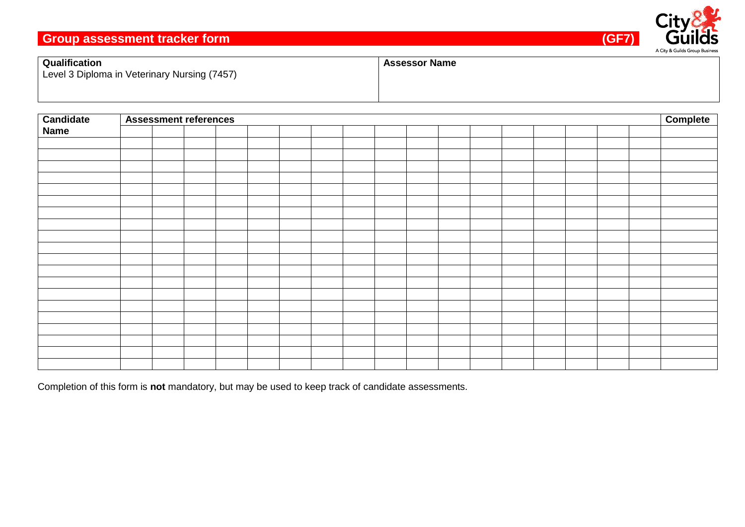## Group assessment tracker form (GF7)

| Qualification | Assessor Name |
|---|---|
| Level 3 Diploma in Veterinary Nursing (7457) | |

| Candidate Name | Assessment references | | | | | | | | | | | | | | | | | Complete |
|---|---|---|---|---|---|---|---|---|---|---|---|---|---|---|---|---|---|---|
| | | | | | | | | | | | | | | | | | | |
| | | | | | | | | | | | | | | | | | | |
| | | | | | | | | | | | | | | | | | | |
| | | | | | | | | | | | | | | | | | | |
| | | | | | | | | | | | | | | | | | | |
| | | | | | | | | | | | | | | | | | | |
| | | | | | | | | | | | | | | | | | | |
| | | | | | | | | | | | | | | | | | | |
| | | | | | | | | | | | | | | | | | | |
| | | | | | | | | | | | | | | | | | | |
| | | | | | | | | | | | | | | | | | | |
| | | | | | | | | | | | | | | | | | | |
| | | | | | | | | | | | | | | | | | | |
| | | | | | | | | | | | | | | | | | | |
| | | | | | | | | | | | | | | | | | | |
| | | | | | | | | | | | | | | | | | | |
| | | | | | | | | | | | | | | | | | | |
| | | | | | | | | | | | | | | | | | | |
| | | | | | | | | | | | | | | | | | | |
| | | | | | | | | | | | | | | | | | | |
| | | | | | | | | | | | | | | | | | | |

Completion of this form is **not** mandatory, but may be used to keep track of candidate assessments.